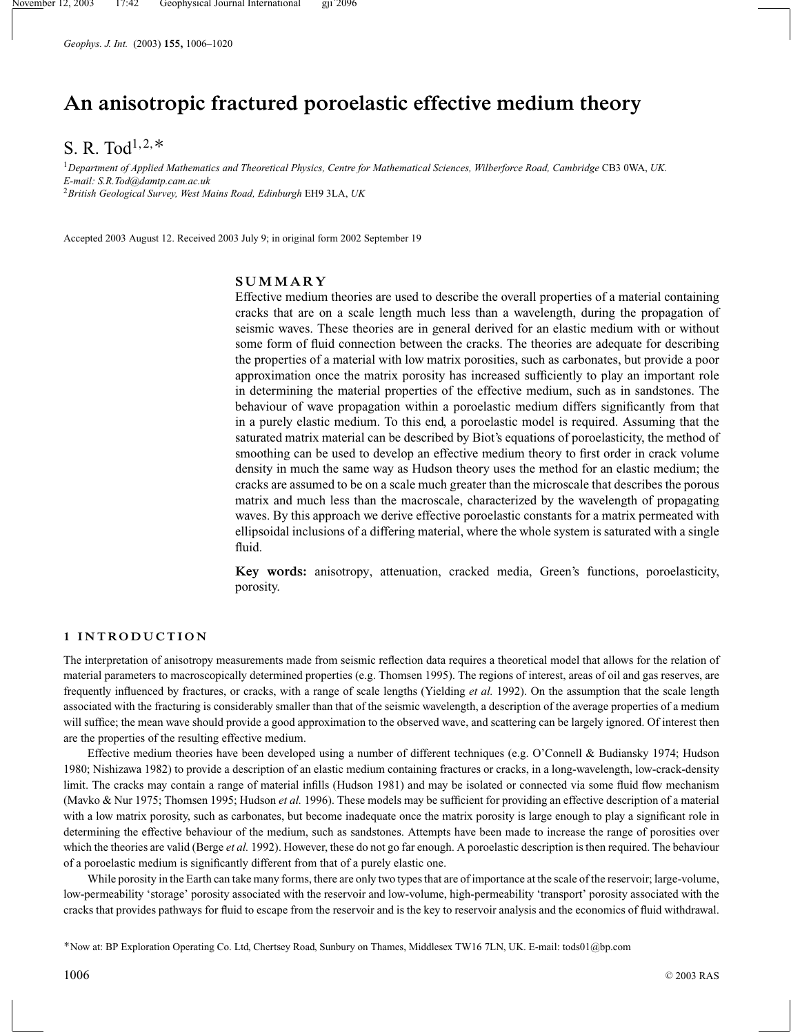# An anisotropic fractured poroelastic effective medium theory

S. R. Tod[1,2,*]

[1]*Department of Applied Mathematics and Theoretical Physics, Centre for Mathematical Sciences, Wilberforce Road, Cambridge* CB3 0WA, *UK.*
*E-mail: S.R.Tod@damtp.cam.ac.uk*
[2]*British Geological Survey, West Mains Road, Edinburgh* EH9 3LA, *UK*

Accepted 2003 August 12. Received 2003 July 9; in original form 2002 September 19

## SUMMARY

Effective medium theories are used to describe the overall properties of a material containing cracks that are on a scale length much less than a wavelength, during the propagation of seismic waves. These theories are in general derived for an elastic medium with or without some form of fluid connection between the cracks. The theories are adequate for describing the properties of a material with low matrix porosities, such as carbonates, but provide a poor approximation once the matrix porosity has increased sufficiently to play an important role in determining the material properties of the effective medium, such as in sandstones. The behaviour of wave propagation within a poroelastic medium differs significantly from that in a purely elastic medium. To this end, a poroelastic model is required. Assuming that the saturated matrix material can be described by Biot's equations of poroelasticity, the method of smoothing can be used to develop an effective medium theory to first order in crack volume density in much the same way as Hudson theory uses the method for an elastic medium; the cracks are assumed to be on a scale much greater than the microscale that describes the porous matrix and much less than the macroscale, characterized by the wavelength of propagating waves. By this approach we derive effective poroelastic constants for a matrix permeated with ellipsoidal inclusions of a differing material, where the whole system is saturated with a single fluid.

**Key words:** anisotropy, attenuation, cracked media, Green's functions, poroelasticity, porosity.

## 1 INTRODUCTION

The interpretation of anisotropy measurements made from seismic reflection data requires a theoretical model that allows for the relation of material parameters to macroscopically determined properties (e.g. Thomsen 1995). The regions of interest, areas of oil and gas reserves, are frequently influenced by fractures, or cracks, with a range of scale lengths (Yielding *et al.* 1992). On the assumption that the scale length associated with the fracturing is considerably smaller than that of the seismic wavelength, a description of the average properties of a medium will suffice; the mean wave should provide a good approximation to the observed wave, and scattering can be largely ignored. Of interest then are the properties of the resulting effective medium.

Effective medium theories have been developed using a number of different techniques (e.g. O'Connell & Budiansky 1974; Hudson 1980; Nishizawa 1982) to provide a description of an elastic medium containing fractures or cracks, in a long-wavelength, low-crack-density limit. The cracks may contain a range of material infills (Hudson 1981) and may be isolated or connected via some fluid flow mechanism (Mavko & Nur 1975; Thomsen 1995; Hudson *et al.* 1996). These models may be sufficient for providing an effective description of a material with a low matrix porosity, such as carbonates, but become inadequate once the matrix porosity is large enough to play a significant role in determining the effective behaviour of the medium, such as sandstones. Attempts have been made to increase the range of porosities over which the theories are valid (Berge *et al.* 1992). However, these do not go far enough. A poroelastic description is then required. The behaviour of a poroelastic medium is significantly different from that of a purely elastic one.

While porosity in the Earth can take many forms, there are only two types that are of importance at the scale of the reservoir; large-volume, low-permeability 'storage' porosity associated with the reservoir and low-volume, high-permeability 'transport' porosity associated with the cracks that provides pathways for fluid to escape from the reservoir and is the key to reservoir analysis and the economics of fluid withdrawal.

*Now at: BP Exploration Operating Co. Ltd, Chertsey Road, Sunbury on Thames, Middlesex TW16 7LN, UK. E-mail: tods01@bp.com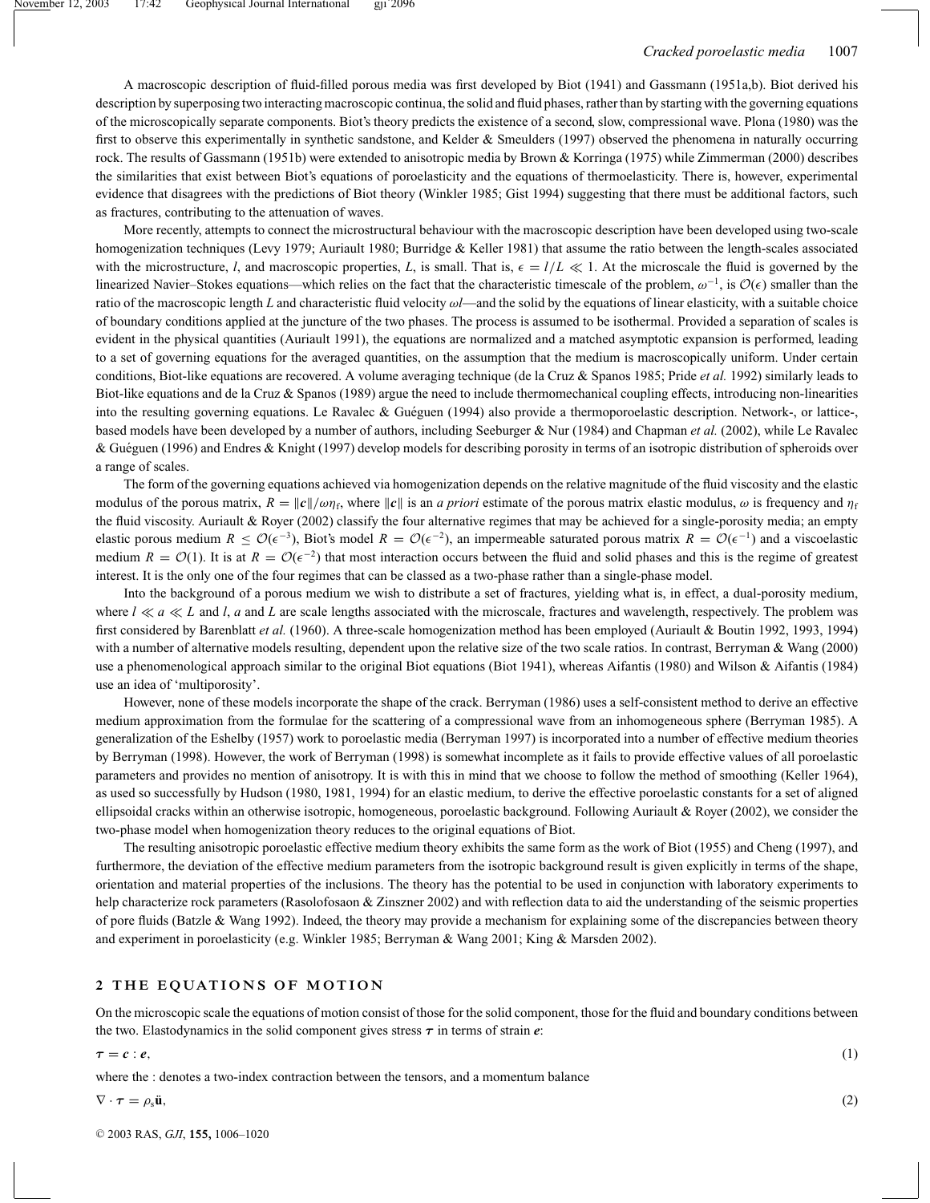A macroscopic description of fluid-filled porous media was first developed by Biot (1941) and Gassmann (1951a,b). Biot derived his description by superposing two interacting macroscopic continua, the solid and fluid phases, rather than by starting with the governing equations of the microscopically separate components. Biot's theory predicts the existence of a second, slow, compressional wave. Plona (1980) was the first to observe this experimentally in synthetic sandstone, and Kelder & Smeulders (1997) observed the phenomena in naturally occurring rock. The results of Gassmann (1951b) were extended to anisotropic media by Brown & Korringa (1975) while Zimmerman (2000) describes the similarities that exist between Biot's equations of poroelasticity and the equations of thermoelasticity. There is, however, experimental evidence that disagrees with the predictions of Biot theory (Winkler 1985; Gist 1994) suggesting that there must be additional factors, such as fractures, contributing to the attenuation of waves.

More recently, attempts to connect the microstructural behaviour with the macroscopic description have been developed using two-scale homogenization techniques (Levy 1979; Auriault 1980; Burridge & Keller 1981) that assume the ratio between the length-scales associated with the microstructure, $l$, and macroscopic properties, $L$, is small. That is, $\epsilon = l/L \ll 1$. At the microscale the fluid is governed by the linearized Navier–Stokes equations—which relies on the fact that the characteristic timescale of the problem, $\omega^{-1}$, is $\mathcal{O}(\epsilon)$ smaller than the ratio of the macroscopic length $L$ and characteristic fluid velocity $\omega l$—and the solid by the equations of linear elasticity, with a suitable choice of boundary conditions applied at the juncture of the two phases. The process is assumed to be isothermal. Provided a separation of scales is evident in the physical quantities (Auriault 1991), the equations are normalized and a matched asymptotic expansion is performed, leading to a set of governing equations for the averaged quantities, on the assumption that the medium is macroscopically uniform. Under certain conditions, Biot-like equations are recovered. A volume averaging technique (de la Cruz & Spanos 1985; Pride *et al.* 1992) similarly leads to Biot-like equations and de la Cruz & Spanos (1989) argue the need to include thermomechanical coupling effects, introducing non-linearities into the resulting governing equations. Le Ravalec & Guéguen (1994) also provide a thermoporoelastic description. Network-, or lattice-, based models have been developed by a number of authors, including Seeburger & Nur (1984) and Chapman *et al.* (2002), while Le Ravalec & Guéguen (1996) and Endres & Knight (1997) develop models for describing porosity in terms of an isotropic distribution of spheroids over a range of scales.

The form of the governing equations achieved via homogenization depends on the relative magnitude of the fluid viscosity and the elastic modulus of the porous matrix, $R = \|\boldsymbol{c}\|/\omega\eta_{\mathrm{f}}$, where $\|\boldsymbol{c}\|$ is an *a priori* estimate of the porous matrix elastic modulus, $\omega$ is frequency and $\eta_{\mathrm{f}}$ the fluid viscosity. Auriault & Royer (2002) classify the four alternative regimes that may be achieved for a single-porosity media; an empty elastic porous medium $R \leq \mathcal{O}(\epsilon^{-3})$, Biot's model $R = \mathcal{O}(\epsilon^{-2})$, an impermeable saturated porous matrix $R = \mathcal{O}(\epsilon^{-1})$ and a viscoelastic medium $R = \mathcal{O}(1)$. It is at $R = \mathcal{O}(\epsilon^{-2})$ that most interaction occurs between the fluid and solid phases and this is the regime of greatest interest. It is the only one of the four regimes that can be classed as a two-phase rather than a single-phase model.

Into the background of a porous medium we wish to distribute a set of fractures, yielding what is, in effect, a dual-porosity medium, where $l \ll a \ll L$ and $l$, $a$ and $L$ are scale lengths associated with the microscale, fractures and wavelength, respectively. The problem was first considered by Barenblatt *et al.* (1960). A three-scale homogenization method has been employed (Auriault & Boutin 1992, 1993, 1994) with a number of alternative models resulting, dependent upon the relative size of the two scale ratios. In contrast, Berryman & Wang (2000) use a phenomenological approach similar to the original Biot equations (Biot 1941), whereas Aifantis (1980) and Wilson & Aifantis (1984) use an idea of 'multiporosity'.

However, none of these models incorporate the shape of the crack. Berryman (1986) uses a self-consistent method to derive an effective medium approximation from the formulae for the scattering of a compressional wave from an inhomogeneous sphere (Berryman 1985). A generalization of the Eshelby (1957) work to poroelastic media (Berryman 1997) is incorporated into a number of effective medium theories by Berryman (1998). However, the work of Berryman (1998) is somewhat incomplete as it fails to provide effective values of all poroelastic parameters and provides no mention of anisotropy. It is with this in mind that we choose to follow the method of smoothing (Keller 1964), as used so successfully by Hudson (1980, 1981, 1994) for an elastic medium, to derive the effective poroelastic constants for a set of aligned ellipsoidal cracks within an otherwise isotropic, homogeneous, poroelastic background. Following Auriault & Royer (2002), we consider the two-phase model when homogenization theory reduces to the original equations of Biot.

The resulting anisotropic poroelastic effective medium theory exhibits the same form as the work of Biot (1955) and Cheng (1997), and furthermore, the deviation of the effective medium parameters from the isotropic background result is given explicitly in terms of the shape, orientation and material properties of the inclusions. The theory has the potential to be used in conjunction with laboratory experiments to help characterize rock parameters (Rasolofosaon & Zinszner 2002) and with reflection data to aid the understanding of the seismic properties of pore fluids (Batzle & Wang 1992). Indeed, the theory may provide a mechanism for explaining some of the discrepancies between theory and experiment in poroelasticity (e.g. Winkler 1985; Berryman & Wang 2001; King & Marsden 2002).

## 2 THE EQUATIONS OF MOTION

On the microscopic scale the equations of motion consist of those for the solid component, those for the fluid and boundary conditions between the two. Elastodynamics in the solid component gives stress $\boldsymbol{\tau}$ in terms of strain $\boldsymbol{e}$:

$$\boldsymbol{\tau} = \boldsymbol{c} : \boldsymbol{e}, \tag{1}$$

where the : denotes a two-index contraction between the tensors, and a momentum balance

$$\nabla \cdot \boldsymbol{\tau} = \rho_{\mathrm{s}} \ddot{\mathbf{u}}, \tag{2}$$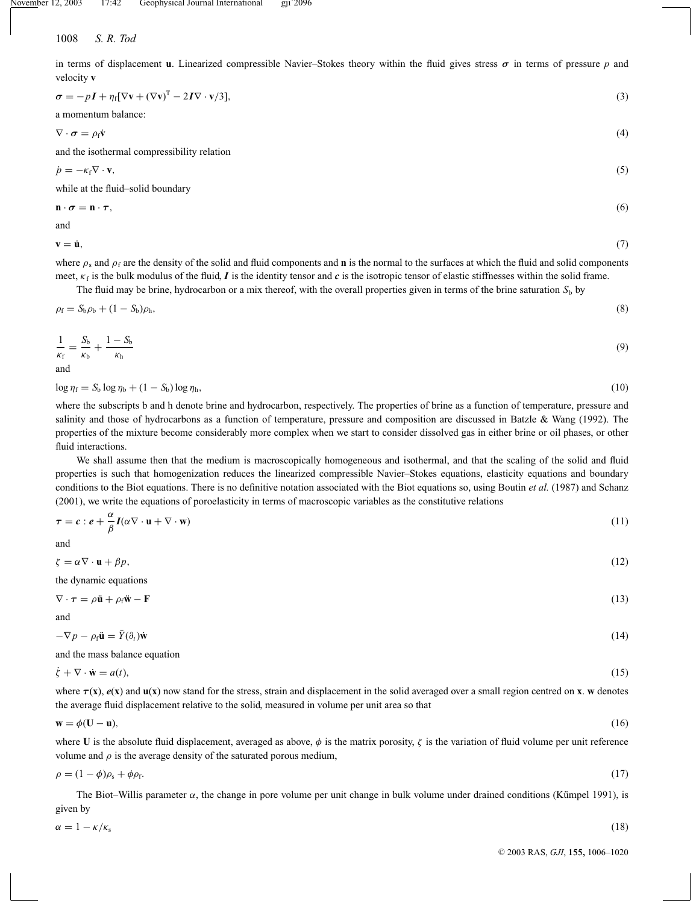in terms of displacement $\mathbf{u}$. Linearized compressible Navier–Stokes theory within the fluid gives stress $\boldsymbol{\sigma}$ in terms of pressure $p$ and velocity $\mathbf{v}$

$$\boldsymbol{\sigma} = -p\boldsymbol{I} + \eta_{\mathrm{f}}[\nabla\mathbf{v} + (\nabla\mathbf{v})^{\mathrm{T}} - 2\boldsymbol{I}\nabla\cdot\mathbf{v}/3], \tag{3}$$

a momentum balance:

$$\nabla\cdot\boldsymbol{\sigma} = \rho_{\mathrm{f}}\dot{\mathbf{v}} \tag{4}$$

and the isothermal compressibility relation

$$\dot{p} = -\kappa_{\mathrm{f}}\nabla\cdot\mathbf{v}, \tag{5}$$

while at the fluid–solid boundary

$$\mathbf{n}\cdot\boldsymbol{\sigma} = \mathbf{n}\cdot\boldsymbol{\tau}, \tag{6}$$

and

$$\mathbf{v} = \dot{\mathbf{u}}, \tag{7}$$

where $\rho_{\mathrm{s}}$ and $\rho_{\mathrm{f}}$ are the density of the solid and fluid components and $\mathbf{n}$ is the normal to the surfaces at which the fluid and solid components meet, $\kappa_{\mathrm{f}}$ is the bulk modulus of the fluid, $\boldsymbol{I}$ is the identity tensor and $\boldsymbol{c}$ is the isotropic tensor of elastic stiffnesses within the solid frame.

The fluid may be brine, hydrocarbon or a mix thereof, with the overall properties given in terms of the brine saturation $S_{\mathrm{b}}$ by

$$\rho_{\mathrm{f}} = S_{\mathrm{b}}\rho_{\mathrm{b}} + (1 - S_{\mathrm{b}})\rho_{\mathrm{h}}, \tag{8}$$

$$\frac{1}{\kappa_{\mathrm{f}}} = \frac{S_{\mathrm{b}}}{\kappa_{\mathrm{b}}} + \frac{1 - S_{\mathrm{b}}}{\kappa_{\mathrm{h}}} \tag{9}$$

and

$$\log\eta_{\mathrm{f}} = S_{\mathrm{b}}\log\eta_{\mathrm{b}} + (1 - S_{\mathrm{b}})\log\eta_{\mathrm{h}}, \tag{10}$$

where the subscripts b and h denote brine and hydrocarbon, respectively. The properties of brine as a function of temperature, pressure and salinity and those of hydrocarbons as a function of temperature, pressure and composition are discussed in Batzle & Wang (1992). The properties of the mixture become considerably more complex when we start to consider dissolved gas in either brine or oil phases, or other fluid interactions.

We shall assume then that the medium is macroscopically homogeneous and isothermal, and that the scaling of the solid and fluid properties is such that homogenization reduces the linearized compressible Navier–Stokes equations, elasticity equations and boundary conditions to the Biot equations. There is no definitive notation associated with the Biot equations so, using Boutin *et al.* (1987) and Schanz (2001), we write the equations of poroelasticity in terms of macroscopic variables as the constitutive relations

$$\boldsymbol{\tau} = \boldsymbol{c} : \boldsymbol{e} + \frac{\alpha}{\beta}\boldsymbol{I}(\alpha\nabla\cdot\mathbf{u} + \nabla\cdot\mathbf{w}) \tag{11}$$

and

$$\zeta = \alpha\nabla\cdot\mathbf{u} + \beta p, \tag{12}$$

the dynamic equations

$$\nabla\cdot\boldsymbol{\tau} = \rho\ddot{\mathbf{u}} + \rho_{\mathrm{f}}\ddot{\mathbf{w}} - \mathbf{F} \tag{13}$$

and

$$-\nabla p - \rho_{\mathrm{f}}\ddot{\mathbf{u}} = \tilde{Y}(\partial_t)\dot{\mathbf{w}} \tag{14}$$

and the mass balance equation

$$\dot{\zeta} + \nabla\cdot\dot{\mathbf{w}} = a(t), \tag{15}$$

where $\boldsymbol{\tau}(\mathbf{x})$, $\boldsymbol{e}(\mathbf{x})$ and $\mathbf{u}(\mathbf{x})$ now stand for the stress, strain and displacement in the solid averaged over a small region centred on $\mathbf{x}$. $\mathbf{w}$ denotes the average fluid displacement relative to the solid, measured in volume per unit area so that

$$\mathbf{w} = \phi(\mathbf{U} - \mathbf{u}), \tag{16}$$

where $\mathbf{U}$ is the absolute fluid displacement, averaged as above, $\phi$ is the matrix porosity, $\zeta$ is the variation of fluid volume per unit reference volume and $\rho$ is the average density of the saturated porous medium,

$$\rho = (1 - \phi)\rho_{\mathrm{s}} + \phi\rho_{\mathrm{f}}. \tag{17}$$

The Biot–Willis parameter $\alpha$, the change in pore volume per unit change in bulk volume under drained conditions (Kümpel 1991), is given by

$$\alpha = 1 - \kappa/\kappa_{\mathrm{s}} \tag{18}$$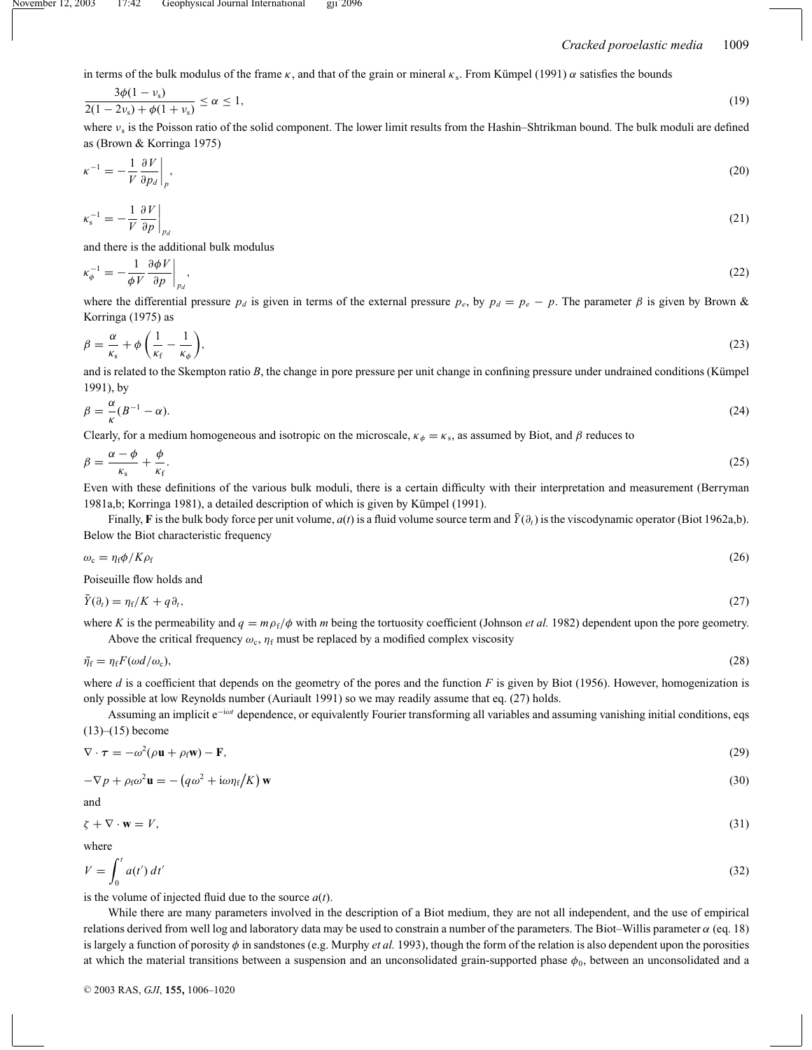in terms of the bulk modulus of the frame $\kappa$, and that of the grain or mineral $\kappa_s$. From Kümpel (1991) $\alpha$ satisfies the bounds

$$\frac{3\phi(1-\nu_s)}{2(1-2\nu_s)+\phi(1+\nu_s)} \le \alpha \le 1, \tag{19}$$

where $\nu_s$ is the Poisson ratio of the solid component. The lower limit results from the Hashin–Shtrikman bound. The bulk moduli are defined as (Brown & Korringa 1975)

$$\kappa^{-1} = -\frac{1}{V}\left.\frac{\partial V}{\partial p_d}\right|_p, \tag{20}$$

$$\kappa_s^{-1} = -\frac{1}{V}\left.\frac{\partial V}{\partial p}\right|_{p_d} \tag{21}$$

and there is the additional bulk modulus

$$\kappa_\phi^{-1} = -\frac{1}{\phi V}\left.\frac{\partial \phi V}{\partial p}\right|_{p_d}, \tag{22}$$

where the differential pressure $p_d$ is given in terms of the external pressure $p_e$, by $p_d = p_e - p$. The parameter $\beta$ is given by Brown & Korringa (1975) as

$$\beta = \frac{\alpha}{\kappa_s} + \phi\left(\frac{1}{\kappa_f} - \frac{1}{\kappa_\phi}\right), \tag{23}$$

and is related to the Skempton ratio $B$, the change in pore pressure per unit change in confining pressure under undrained conditions (Kümpel 1991), by

$$\beta = \frac{\alpha}{\kappa}(B^{-1} - \alpha). \tag{24}$$

Clearly, for a medium homogeneous and isotropic on the microscale, $\kappa_\phi = \kappa_s$, as assumed by Biot, and $\beta$ reduces to

$$\beta = \frac{\alpha - \phi}{\kappa_s} + \frac{\phi}{\kappa_f}. \tag{25}$$

Even with these definitions of the various bulk moduli, there is a certain difficulty with their interpretation and measurement (Berryman 1981a,b; Korringa 1981), a detailed description of which is given by Kümpel (1991).

Finally, $\mathbf{F}$ is the bulk body force per unit volume, $a(t)$ is a fluid volume source term and $\bar{Y}(\partial_t)$ is the viscodynamic operator (Biot 1962a,b). Below the Biot characteristic frequency

$$\omega_c = \eta_f\phi/K\rho_f \tag{26}$$

Poiseuille flow holds and

$$\bar{Y}(\partial_t) = \eta_f/K + q\,\partial_t, \tag{27}$$

where $K$ is the permeability and $q = m\rho_f/\phi$ with $m$ being the tortuosity coefficient (Johnson *et al.* 1982) dependent upon the pore geometry.

Above the critical frequency $\omega_c$, $\eta_f$ must be replaced by a modified complex viscosity

$$\bar{\eta}_f = \eta_f F(\omega d/\omega_c), \tag{28}$$

where $d$ is a coefficient that depends on the geometry of the pores and the function $F$ is given by Biot (1956). However, homogenization is only possible at low Reynolds number (Auriault 1991) so we may readily assume that eq. (27) holds.

Assuming an implicit $e^{-i\omega t}$ dependence, or equivalently Fourier transforming all variables and assuming vanishing initial conditions, eqs (13)–(15) become

$$\nabla\cdot\boldsymbol{\tau} = -\omega^2(\rho\mathbf{u} + \rho_f\mathbf{w}) - \mathbf{F}, \tag{29}$$

$$-\nabla p + \rho_f\omega^2\mathbf{u} = -\left(q\omega^2 + i\omega\eta_f/K\right)\mathbf{w} \tag{30}$$

and

$$\zeta + \nabla\cdot\mathbf{w} = V, \tag{31}$$

where

$$V = \int_0^t a(t')\,dt' \tag{32}$$

is the volume of injected fluid due to the source $a(t)$.

While there are many parameters involved in the description of a Biot medium, they are not all independent, and the use of empirical relations derived from well log and laboratory data may be used to constrain a number of the parameters. The Biot–Willis parameter $\alpha$ (eq. 18) is largely a function of porosity $\phi$ in sandstones (e.g. Murphy *et al.* 1993), though the form of the relation is also dependent upon the porosities at which the material transitions between a suspension and an unconsolidated grain-supported phase $\phi_0$, between an unconsolidated and a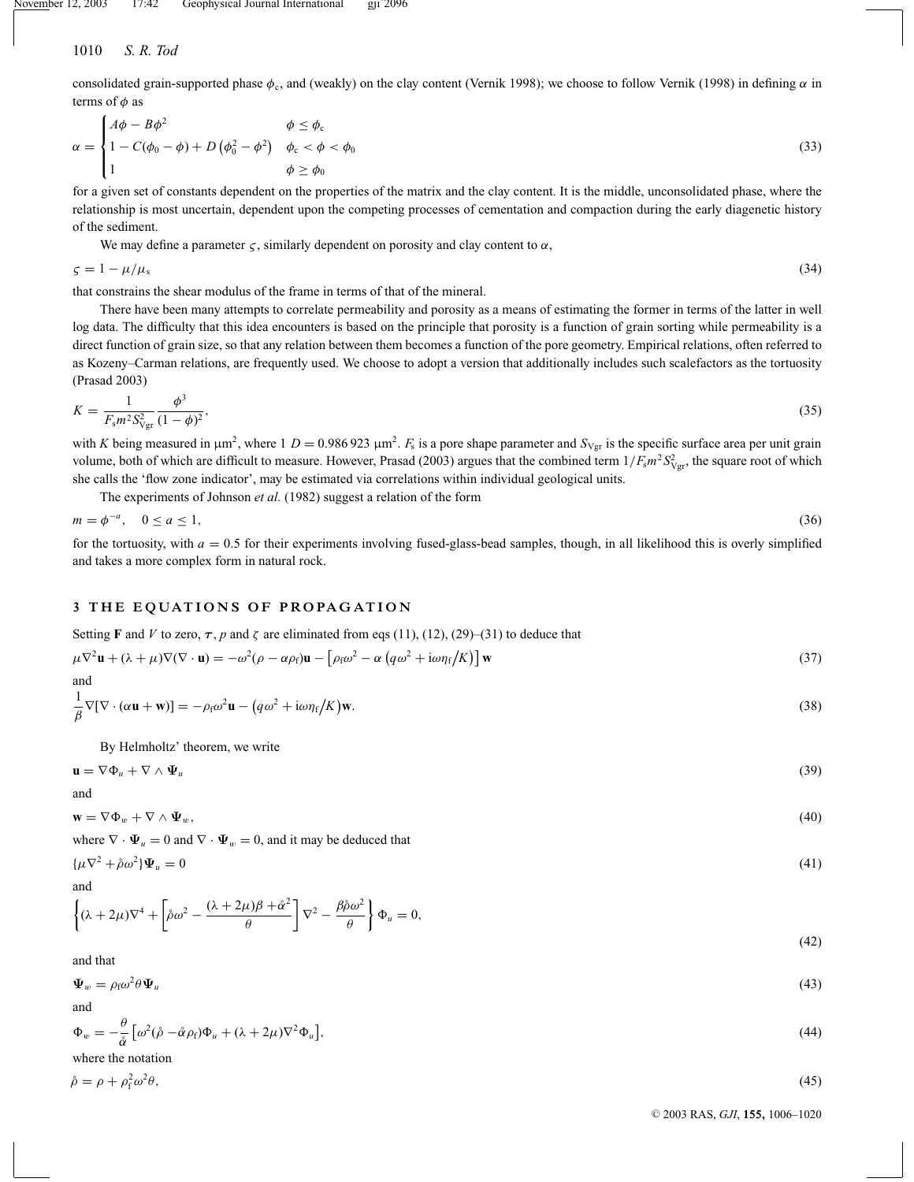consolidated grain-supported phase $\phi_c$, and (weakly) on the clay content (Vernik 1998); we choose to follow Vernik (1998) in defining $\alpha$ in terms of $\phi$ as

$$\alpha = \begin{cases} A\phi - B\phi^2 & \phi \le \phi_c \\ 1 - C(\phi_0 - \phi) + D\left(\phi_0^2 - \phi^2\right) & \phi_c < \phi < \phi_0 \\ 1 & \phi \ge \phi_0 \end{cases} \tag{33}$$

for a given set of constants dependent on the properties of the matrix and the clay content. It is the middle, unconsolidated phase, where the relationship is most uncertain, dependent upon the competing processes of cementation and compaction during the early diagenetic history of the sediment.

We may define a parameter $\varsigma$, similarly dependent on porosity and clay content to $\alpha$,

$$\varsigma = 1 - \mu/\mu_s \tag{34}$$

that constrains the shear modulus of the frame in terms of that of the mineral.

There have been many attempts to correlate permeability and porosity as a means of estimating the former in terms of the latter in well log data. The difficulty that this idea encounters is based on the principle that porosity is a function of grain sorting while permeability is a direct function of grain size, so that any relation between them becomes a function of the pore geometry. Empirical relations, often referred to as Kozeny–Carman relations, are frequently used. We choose to adopt a version that additionally includes such scalefactors as the tortuosity (Prasad 2003)

$$K = \frac{1}{F_s m^2 S_{\mathrm{Vgr}}^2} \frac{\phi^3}{(1-\phi)^2}, \tag{35}$$

with $K$ being measured in $\mu\mathrm{m}^2$, where $1\ D = 0.986\,923\ \mu\mathrm{m}^2$. $F_s$ is a pore shape parameter and $S_{\mathrm{Vgr}}$ is the specific surface area per unit grain volume, both of which are difficult to measure. However, Prasad (2003) argues that the combined term $1/F_s m^2 S_{\mathrm{Vgr}}^2$, the square root of which she calls the 'flow zone indicator', may be estimated via correlations within individual geological units.

The experiments of Johnson *et al.* (1982) suggest a relation of the form

$$m = \phi^{-a}, \quad 0 \le a \le 1, \tag{36}$$

for the tortuosity, with $a = 0.5$ for their experiments involving fused-glass-bead samples, though, in all likelihood this is overly simplified and takes a more complex form in natural rock.

## 3 THE EQUATIONS OF PROPAGATION

Setting $\mathbf{F}$ and $V$ to zero, $\boldsymbol{\tau}$, $p$ and $\zeta$ are eliminated from eqs (11), (12), (29)–(31) to deduce that

$$\mu\nabla^2\mathbf{u} + (\lambda + \mu)\nabla(\nabla\cdot\mathbf{u}) = -\omega^2(\rho - \alpha\rho_f)\mathbf{u} - \left[\rho_f\omega^2 - \alpha\left(q\omega^2 + \mathrm{i}\omega\eta_f/K\right)\right]\mathbf{w} \tag{37}$$

and

$$\frac{1}{\beta}\nabla[\nabla\cdot(\alpha\mathbf{u} + \mathbf{w})] = -\rho_f\omega^2\mathbf{u} - \left(q\omega^2 + \mathrm{i}\omega\eta_f/K\right)\mathbf{w}. \tag{38}$$

By Helmholtz' theorem, we write

$$\mathbf{u} = \nabla\Phi_u + \nabla\wedge\boldsymbol{\Psi}_u \tag{39}$$

and

$$\mathbf{w} = \nabla\Phi_w + \nabla\wedge\boldsymbol{\Psi}_w, \tag{40}$$

where $\nabla\cdot\boldsymbol{\Psi}_u = 0$ and $\nabla\cdot\boldsymbol{\Psi}_w = 0$, and it may be deduced that

$$\{\mu\nabla^2 + \mathring{\rho}\omega^2\}\boldsymbol{\Psi}_u = 0 \tag{41}$$

and

$$\left\{(\lambda + 2\mu)\nabla^4 + \left[\mathring{\rho}\omega^2 - \frac{(\lambda + 2\mu)\beta + \mathring{\alpha}^2}{\theta}\right]\nabla^2 - \frac{\beta\mathring{\rho}\omega^2}{\theta}\right\}\Phi_u = 0, \tag{42}$$

and that

$$\boldsymbol{\Psi}_w = \rho_f\omega^2\theta\boldsymbol{\Psi}_u \tag{43}$$

and

$$\Phi_w = -\frac{\theta}{\mathring{\alpha}}\left[\omega^2(\mathring{\rho} - \mathring{\alpha}\rho_f)\Phi_u + (\lambda + 2\mu)\nabla^2\Phi_u\right], \tag{44}$$

where the notation

$$\mathring{\rho} = \rho + \rho_f^2\omega^2\theta, \tag{45}$$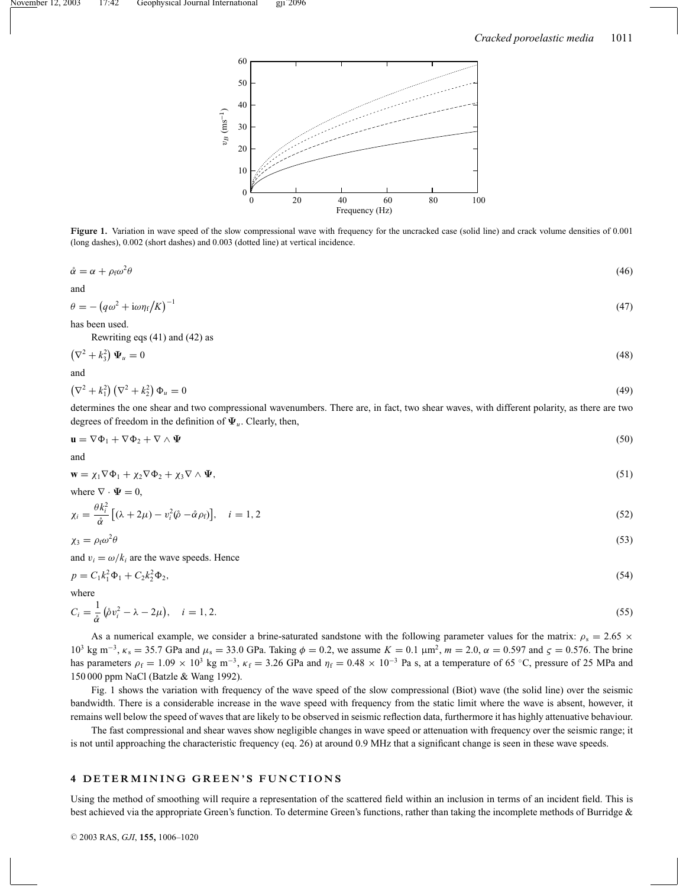**Figure 1.** Variation in wave speed of the slow compressional wave with frequency for the uncracked case (solid line) and crack volume densities of 0.001 (long dashes), 0.002 (short dashes) and 0.003 (dotted line) at vertical incidence.

$$\mathring{\alpha} = \alpha + \rho_f \omega^2 \theta \tag{46}$$

and

$$\theta = -\left(q\omega^2 + \mathrm{i}\omega\eta_f/K\right)^{-1} \tag{47}$$

has been used.

Rewriting eqs (41) and (42) as

$$\left(\nabla^2 + k_3^2\right)\boldsymbol{\Psi}_u = 0 \tag{48}$$

and

$$\left(\nabla^2 + k_1^2\right)\left(\nabla^2 + k_2^2\right)\Phi_u = 0 \tag{49}$$

determines the one shear and two compressional wavenumbers. There are, in fact, two shear waves, with different polarity, as there are two degrees of freedom in the definition of $\boldsymbol{\Psi}_u$. Clearly, then,

$$\mathbf{u} = \nabla\Phi_1 + \nabla\Phi_2 + \nabla \wedge \boldsymbol{\Psi} \tag{50}$$

and

$$\mathbf{w} = \chi_1\nabla\Phi_1 + \chi_2\nabla\Phi_2 + \chi_3\nabla \wedge \boldsymbol{\Psi}, \tag{51}$$

where $\nabla \cdot \boldsymbol{\Psi} = 0$,

$$\chi_i = \frac{\theta k_i^2}{\mathring{\alpha}}\left[(\lambda + 2\mu) - v_i^2(\mathring{\rho} - \mathring{\alpha}\rho_f)\right], \quad i = 1, 2 \tag{52}$$

$$\chi_3 = \rho_f \omega^2 \theta \tag{53}$$

and $v_i = \omega/k_i$ are the wave speeds. Hence

$$p = C_1 k_1^2 \Phi_1 + C_2 k_2^2 \Phi_2, \tag{54}$$

where

$$C_i = \frac{1}{\mathring{\alpha}}\left(\mathring{\rho} v_i^2 - \lambda - 2\mu\right), \quad i = 1, 2. \tag{55}$$

As a numerical example, we consider a brine-saturated sandstone with the following parameter values for the matrix: $\rho_s = 2.65 \times 10^3$ kg m$^{-3}$, $\kappa_s = 35.7$ GPa and $\mu_s = 33.0$ GPa. Taking $\phi = 0.2$, we assume $K = 0.1$ μm$^2$, $m = 2.0$, $\alpha = 0.597$ and $\varsigma = 0.576$. The brine has parameters $\rho_f = 1.09 \times 10^3$ kg m$^{-3}$, $\kappa_f = 3.26$ GPa and $\eta_f = 0.48 \times 10^{-3}$ Pa s, at a temperature of 65 °C, pressure of 25 MPa and 150 000 ppm NaCl (Batzle & Wang 1992).

Fig. 1 shows the variation with frequency of the wave speed of the slow compressional (Biot) wave (the solid line) over the seismic bandwidth. There is a considerable increase in the wave speed with frequency from the static limit where the wave is absent, however, it remains well below the speed of waves that are likely to be observed in seismic reflection data, furthermore it has highly attenuative behaviour.

The fast compressional and shear waves show negligible changes in wave speed or attenuation with frequency over the seismic range; it is not until approaching the characteristic frequency (eq. 26) at around 0.9 MHz that a significant change is seen in these wave speeds.

## 4 DETERMINING GREEN'S FUNCTIONS

Using the method of smoothing will require a representation of the scattered field within an inclusion in terms of an incident field. This is best achieved via the appropriate Green's function. To determine Green's functions, rather than taking the incomplete methods of Burridge &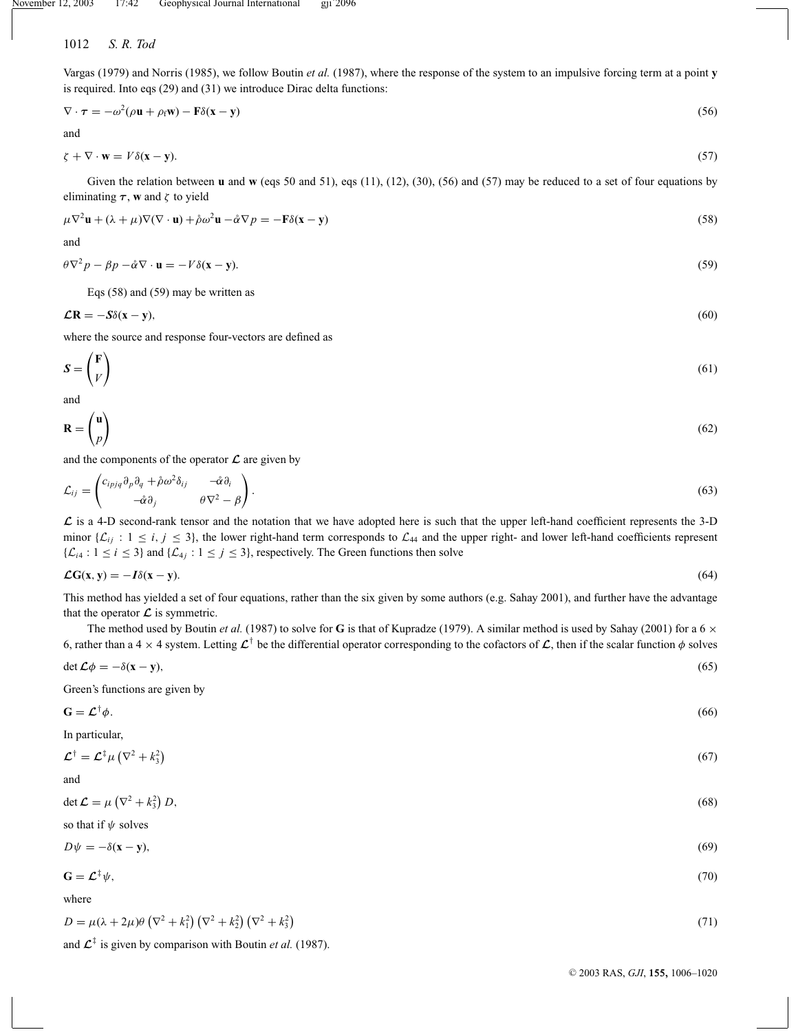Vargas (1979) and Norris (1985), we follow Boutin *et al.* (1987), where the response of the system to an impulsive forcing term at a point $\mathbf{y}$ is required. Into eqs (29) and (31) we introduce Dirac delta functions:

$$\nabla \cdot \boldsymbol{\tau} = -\omega^2(\rho \mathbf{u} + \rho_f \mathbf{w}) - \mathbf{F}\delta(\mathbf{x} - \mathbf{y}) \tag{56}$$

and

$$\zeta + \nabla \cdot \mathbf{w} = V\delta(\mathbf{x} - \mathbf{y}). \tag{57}$$

Given the relation between $\mathbf{u}$ and $\mathbf{w}$ (eqs 50 and 51), eqs (11), (12), (30), (56) and (57) may be reduced to a set of four equations by eliminating $\boldsymbol{\tau}$, $\mathbf{w}$ and $\zeta$ to yield

$$\mu \nabla^2 \mathbf{u} + (\lambda + \mu)\nabla(\nabla \cdot \mathbf{u}) + \mathring{\rho}\omega^2 \mathbf{u} - \mathring{\alpha}\nabla p = -\mathbf{F}\delta(\mathbf{x} - \mathbf{y}) \tag{58}$$

and

$$\theta \nabla^2 p - \beta p - \mathring{\alpha}\nabla \cdot \mathbf{u} = -V\delta(\mathbf{x} - \mathbf{y}). \tag{59}$$

Eqs (58) and (59) may be written as

$$\boldsymbol{\mathcal{L}}\mathbf{R} = -\boldsymbol{S}\delta(\mathbf{x} - \mathbf{y}), \tag{60}$$

where the source and response four-vectors are defined as

$$\boldsymbol{S} = \begin{pmatrix} \mathbf{F} \\ V \end{pmatrix} \tag{61}$$

and

$$\mathbf{R} = \begin{pmatrix} \mathbf{u} \\ p \end{pmatrix} \tag{62}$$

and the components of the operator $\boldsymbol{\mathcal{L}}$ are given by

$$\mathcal{L}_{ij} = \begin{pmatrix} c_{ipjq}\partial_p\partial_q + \mathring{\rho}\omega^2\delta_{ij} & -\mathring{\alpha}\partial_i \\ -\mathring{\alpha}\partial_j & \theta\nabla^2 - \beta \end{pmatrix}. \tag{63}$$

$\boldsymbol{\mathcal{L}}$ is a 4-D second-rank tensor and the notation that we have adopted here is such that the upper left-hand coefficient represents the 3-D minor $\{\mathcal{L}_{ij} : 1 \le i, j \le 3\}$, the lower right-hand term corresponds to $\mathcal{L}_{44}$ and the upper right- and lower left-hand coefficients represent $\{\mathcal{L}_{i4} : 1 \le i \le 3\}$ and $\{\mathcal{L}_{4j} : 1 \le j \le 3\}$, respectively. The Green functions then solve

$$\boldsymbol{\mathcal{L}}\mathbf{G}(\mathbf{x}, \mathbf{y}) = -\boldsymbol{I}\delta(\mathbf{x} - \mathbf{y}). \tag{64}$$

This method has yielded a set of four equations, rather than the six given by some authors (e.g. Sahay 2001), and further have the advantage that the operator $\boldsymbol{\mathcal{L}}$ is symmetric.

The method used by Boutin *et al.* (1987) to solve for $\mathbf{G}$ is that of Kupradze (1979). A similar method is used by Sahay (2001) for a $6 \times 6$, rather than a $4 \times 4$ system. Letting $\boldsymbol{\mathcal{L}}^\dagger$ be the differential operator corresponding to the cofactors of $\boldsymbol{\mathcal{L}}$, then if the scalar function $\phi$ solves

$$\det \boldsymbol{\mathcal{L}}\phi = -\delta(\mathbf{x} - \mathbf{y}), \tag{65}$$

Green's functions are given by

$$\mathbf{G} = \boldsymbol{\mathcal{L}}^\dagger \phi. \tag{66}$$

In particular,

$$\boldsymbol{\mathcal{L}}^\dagger = \boldsymbol{\mathcal{L}}^\ddagger \mu\left(\nabla^2 + k_3^2\right) \tag{67}$$

and

$$\det \boldsymbol{\mathcal{L}} = \mu\left(\nabla^2 + k_3^2\right) D, \tag{68}$$

so that if $\psi$ solves

$$D\psi = -\delta(\mathbf{x} - \mathbf{y}), \tag{69}$$

$$\mathbf{G} = \boldsymbol{\mathcal{L}}^\ddagger \psi, \tag{70}$$

where

$$D = \mu(\lambda + 2\mu)\theta\left(\nabla^2 + k_1^2\right)\left(\nabla^2 + k_2^2\right)\left(\nabla^2 + k_3^2\right) \tag{71}$$

and $\boldsymbol{\mathcal{L}}^\ddagger$ is given by comparison with Boutin *et al.* (1987).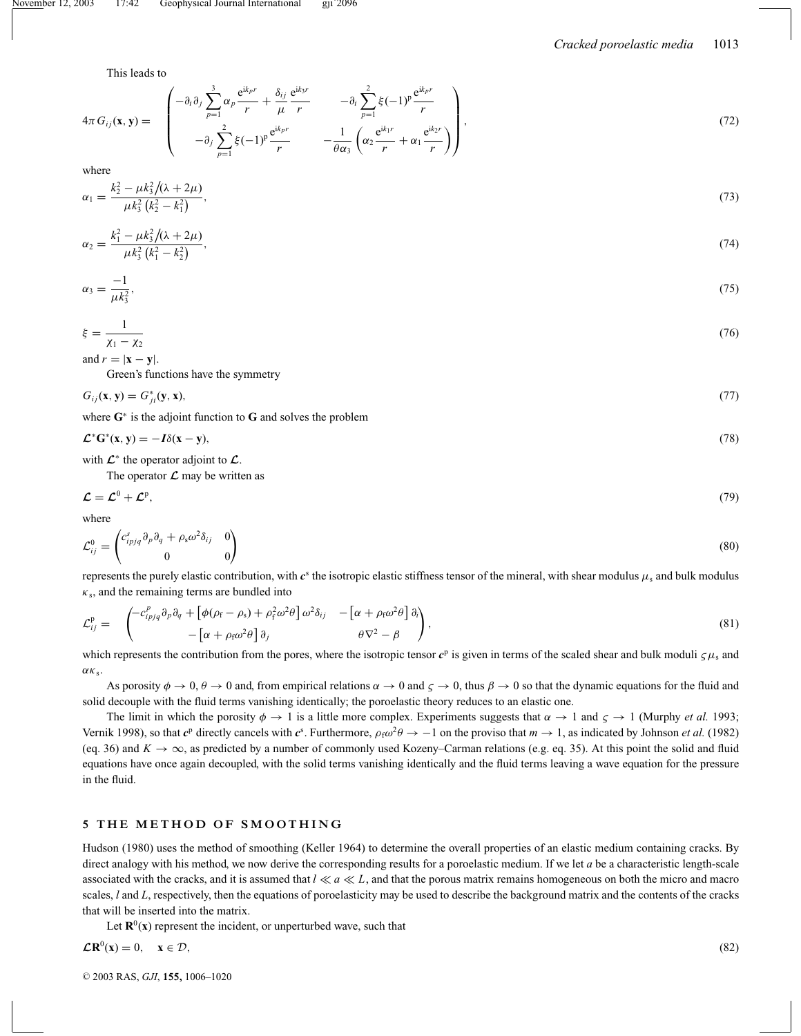This leads to

$$
4\pi G_{ij}(\mathbf{x}, \mathbf{y}) = \begin{pmatrix} -\partial_i \partial_j \sum_{p=1}^{3} \alpha_p \frac{e^{ik_p r}}{r} + \frac{\delta_{ij}}{\mu} \frac{e^{ik_3 r}}{r} & -\partial_i \sum_{p=1}^{2} \xi (-1)^p \frac{e^{ik_p r}}{r} \\ -\partial_j \sum_{p=1}^{2} \xi (-1)^p \frac{e^{ik_p r}}{r} & -\frac{1}{\theta \alpha_3} \left( \alpha_2 \frac{e^{ik_1 r}}{r} + \alpha_1 \frac{e^{ik_2 r}}{r} \right) \end{pmatrix}, \tag{72}
$$

where

$$
\alpha_1 = \frac{k_2^2 - \mu k_3^2 / (\lambda + 2\mu)}{\mu k_3^2 \left(k_2^2 - k_1^2\right)}, \tag{73}
$$

$$
\alpha_2 = \frac{k_1^2 - \mu k_3^2 / (\lambda + 2\mu)}{\mu k_3^2 \left(k_1^2 - k_2^2\right)}, \tag{74}
$$

$$
\alpha_3 = \frac{-1}{\mu k_3^2}, \tag{75}
$$

$$
\xi = \frac{1}{\chi_1 - \chi_2} \tag{76}
$$

and $r = |\mathbf{x} - \mathbf{y}|$.

Green's functions have the symmetry

$$
G_{ij}(\mathbf{x}, \mathbf{y}) = G^*_{ji}(\mathbf{y}, \mathbf{x}), \tag{77}
$$

where $\mathbf{G}^*$ is the adjoint function to $\mathbf{G}$ and solves the problem

$$
\mathcal{L}^* \mathbf{G}^*(\mathbf{x}, \mathbf{y}) = -\boldsymbol{I} \delta(\mathbf{x} - \mathbf{y}), \tag{78}
$$

with $\mathcal{L}^*$ the operator adjoint to $\mathcal{L}$.

The operator $\mathcal{L}$ may be written as

$$
\mathcal{L} = \mathcal{L}^0 + \mathcal{L}^{\mathrm{p}}, \tag{79}
$$

where

$$
\mathcal{L}^0_{ij} = \begin{pmatrix} c^s_{ipjq} \partial_p \partial_q + \rho_s \omega^2 \delta_{ij} & 0 \\ 0 & 0 \end{pmatrix} \tag{80}
$$

represents the purely elastic contribution, with $\boldsymbol{c}^{\mathrm{s}}$ the isotropic elastic stiffness tensor of the mineral, with shear modulus $\mu_{\mathrm{s}}$ and bulk modulus $\kappa_{\mathrm{s}}$, and the remaining terms are bundled into

$$
\mathcal{L}^{\mathrm{p}}_{ij} = \begin{pmatrix} -c^p_{ipjq} \partial_p \partial_q + \left[ \phi(\rho_{\mathrm{f}} - \rho_{\mathrm{s}}) + \rho_{\mathrm{f}}^2 \omega^2 \theta \right] \omega^2 \delta_{ij} & -\left[ \alpha + \rho_{\mathrm{f}} \omega^2 \theta \right] \partial_i \\ -\left[ \alpha + \rho_{\mathrm{f}} \omega^2 \theta \right] \partial_j & \theta \nabla^2 - \beta \end{pmatrix}, \tag{81}
$$

which represents the contribution from the pores, where the isotropic tensor $\boldsymbol{c}^{\mathrm{p}}$ is given in terms of the scaled shear and bulk moduli $\varsigma \mu_{\mathrm{s}}$ and $\alpha \kappa_{\mathrm{s}}$.

As porosity $\phi \to 0$, $\theta \to 0$ and, from empirical relations $\alpha \to 0$ and $\varsigma \to 0$, thus $\beta \to 0$ so that the dynamic equations for the fluid and solid decouple with the fluid terms vanishing identically; the poroelastic theory reduces to an elastic one.

The limit in which the porosity $\phi \to 1$ is a little more complex. Experiments suggests that $\alpha \to 1$ and $\varsigma \to 1$ (Murphy *et al.* 1993; Vernik 1998), so that $\boldsymbol{c}^{\mathrm{p}}$ directly cancels with $\boldsymbol{c}^{\mathrm{s}}$. Furthermore, $\rho_{\mathrm{f}} \omega^2 \theta \to -1$ on the proviso that $m \to 1$, as indicated by Johnson *et al.* (1982) (eq. 36) and $K \to \infty$, as predicted by a number of commonly used Kozeny–Carman relations (e.g. eq. 35). At this point the solid and fluid equations have once again decoupled, with the solid terms vanishing identically and the fluid terms leaving a wave equation for the pressure in the fluid.

## 5 THE METHOD OF SMOOTHING

Hudson (1980) uses the method of smoothing (Keller 1964) to determine the overall properties of an elastic medium containing cracks. By direct analogy with his method, we now derive the corresponding results for a poroelastic medium. If we let $a$ be a characteristic length-scale associated with the cracks, and it is assumed that $l \ll a \ll L$, and that the porous matrix remains homogeneous on both the micro and macro scales, $l$ and $L$, respectively, then the equations of poroelasticity may be used to describe the background matrix and the contents of the cracks that will be inserted into the matrix.

Let $\mathbf{R}^0(\mathbf{x})$ represent the incident, or unperturbed wave, such that

$$
\mathcal{L} \mathbf{R}^0(\mathbf{x}) = 0, \quad \mathbf{x} \in \mathcal{D}, \tag{82}
$$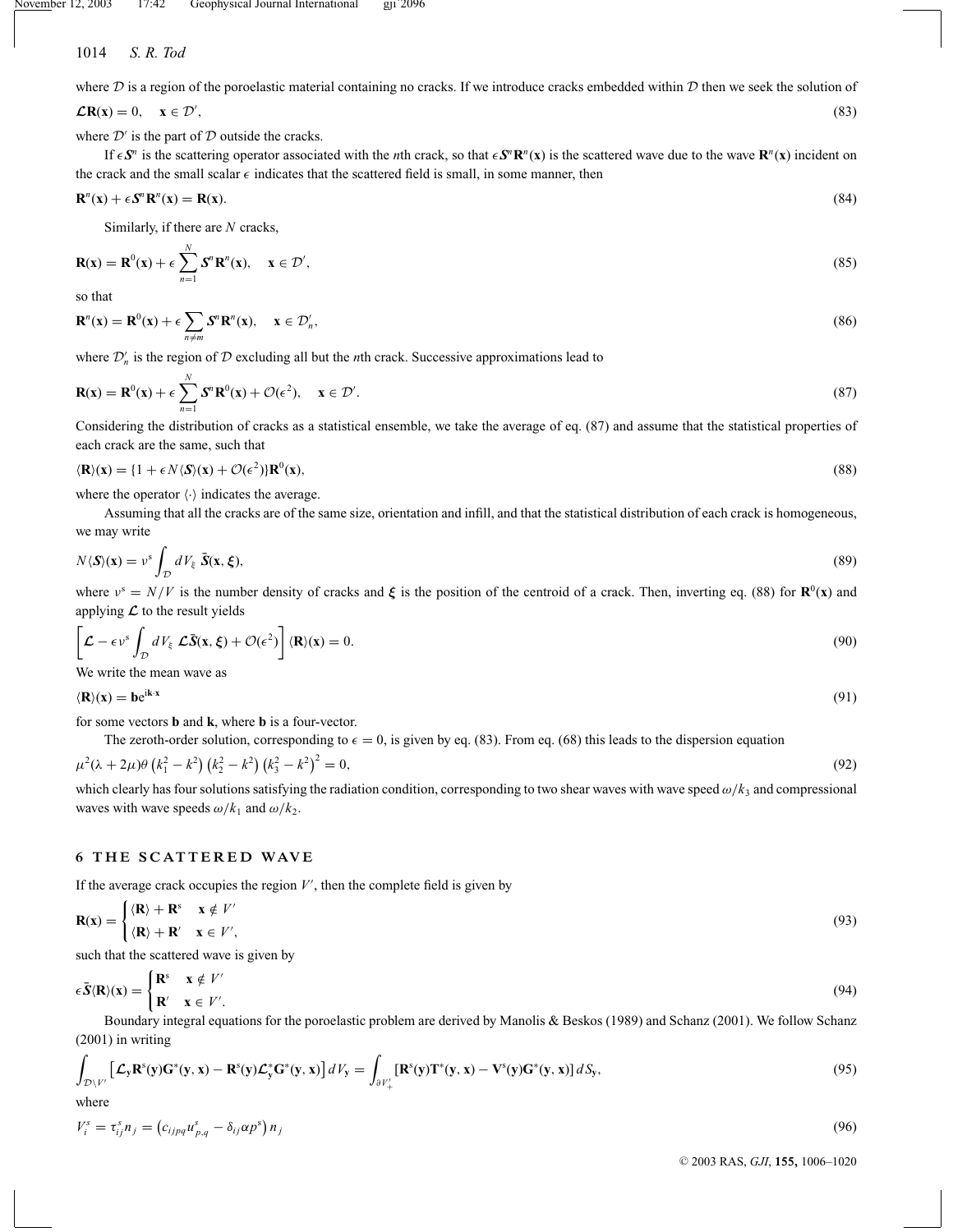where $\mathcal{D}$ is a region of the poroelastic material containing no cracks. If we introduce cracks embedded within $\mathcal{D}$ then we seek the solution of

$$\boldsymbol{\mathcal{L}}\mathbf{R}(\mathbf{x}) = 0, \quad \mathbf{x} \in \mathcal{D}', \tag{83}$$

where $\mathcal{D}'$ is the part of $\mathcal{D}$ outside the cracks.

If $\epsilon \boldsymbol{S}^n$ is the scattering operator associated with the $n$th crack, so that $\epsilon \boldsymbol{S}^n \mathbf{R}^n(\mathbf{x})$ is the scattered wave due to the wave $\mathbf{R}^n(\mathbf{x})$ incident on the crack and the small scalar $\epsilon$ indicates that the scattered field is small, in some manner, then

$$\mathbf{R}^n(\mathbf{x}) + \epsilon \boldsymbol{S}^n \mathbf{R}^n(\mathbf{x}) = \mathbf{R}(\mathbf{x}). \tag{84}$$

Similarly, if there are $N$ cracks,

$$\mathbf{R}(\mathbf{x}) = \mathbf{R}^0(\mathbf{x}) + \epsilon \sum_{n=1}^{N} \boldsymbol{S}^n \mathbf{R}^n(\mathbf{x}), \quad \mathbf{x} \in \mathcal{D}', \tag{85}$$

so that

$$\mathbf{R}^n(\mathbf{x}) = \mathbf{R}^0(\mathbf{x}) + \epsilon \sum_{n \neq m} \boldsymbol{S}^n \mathbf{R}^n(\mathbf{x}), \quad \mathbf{x} \in \mathcal{D}'_n, \tag{86}$$

where $\mathcal{D}'_n$ is the region of $\mathcal{D}$ excluding all but the $n$th crack. Successive approximations lead to

$$\mathbf{R}(\mathbf{x}) = \mathbf{R}^0(\mathbf{x}) + \epsilon \sum_{n=1}^{N} \boldsymbol{S}^n \mathbf{R}^0(\mathbf{x}) + \mathcal{O}(\epsilon^2), \quad \mathbf{x} \in \mathcal{D}'. \tag{87}$$

Considering the distribution of cracks as a statistical ensemble, we take the average of eq. (87) and assume that the statistical properties of each crack are the same, such that

$$\langle \mathbf{R} \rangle(\mathbf{x}) = \{1 + \epsilon N \langle \boldsymbol{S} \rangle(\mathbf{x}) + \mathcal{O}(\epsilon^2)\} \mathbf{R}^0(\mathbf{x}), \tag{88}$$

where the operator $\langle \cdot \rangle$ indicates the average.

Assuming that all the cracks are of the same size, orientation and infill, and that the statistical distribution of each crack is homogeneous, we may write

$$N \langle \boldsymbol{S} \rangle(\mathbf{x}) = \nu^s \int_{\mathcal{D}} dV_\xi \, \bar{\boldsymbol{S}}(\mathbf{x}, \boldsymbol{\xi}), \tag{89}$$

where $\nu^s = N/V$ is the number density of cracks and $\boldsymbol{\xi}$ is the position of the centroid of a crack. Then, inverting eq. (88) for $\mathbf{R}^0(\mathbf{x})$ and applying $\boldsymbol{\mathcal{L}}$ to the result yields

$$\left[ \boldsymbol{\mathcal{L}} - \epsilon \nu^s \int_{\mathcal{D}} dV_\xi \, \boldsymbol{\mathcal{L}} \bar{\boldsymbol{S}}(\mathbf{x}, \boldsymbol{\xi}) + \mathcal{O}(\epsilon^2) \right] \langle \mathbf{R} \rangle(\mathbf{x}) = 0. \tag{90}$$

We write the mean wave as

$$\langle \mathbf{R} \rangle(\mathbf{x}) = \mathbf{b} e^{i\mathbf{k}\cdot\mathbf{x}} \tag{91}$$

for some vectors $\mathbf{b}$ and $\mathbf{k}$, where $\mathbf{b}$ is a four-vector.

The zeroth-order solution, corresponding to $\epsilon = 0$, is given by eq. (83). From eq. (68) this leads to the dispersion equation

$$\mu^2 (\lambda + 2\mu) \theta \left(k_1^2 - k^2\right) \left(k_2^2 - k^2\right) \left(k_3^2 - k^2\right)^2 = 0, \tag{92}$$

which clearly has four solutions satisfying the radiation condition, corresponding to two shear waves with wave speed $\omega/k_3$ and compressional waves with wave speeds $\omega/k_1$ and $\omega/k_2$.

## 6 THE SCATTERED WAVE

If the average crack occupies the region $V'$, then the complete field is given by

$$\mathbf{R}(\mathbf{x}) = \begin{cases} \langle \mathbf{R} \rangle + \mathbf{R}^s & \mathbf{x} \notin V' \\ \langle \mathbf{R} \rangle + \mathbf{R}' & \mathbf{x} \in V', \end{cases} \tag{93}$$

such that the scattered wave is given by

$$\epsilon \bar{\boldsymbol{S}} \langle \mathbf{R} \rangle(\mathbf{x}) = \begin{cases} \mathbf{R}^s & \mathbf{x} \notin V' \\ \mathbf{R}' & \mathbf{x} \in V'. \end{cases} \tag{94}$$

Boundary integral equations for the poroelastic problem are derived by Manolis & Beskos (1989) and Schanz (2001). We follow Schanz (2001) in writing

$$\int_{\mathcal{D} \setminus V'} \left[ \boldsymbol{\mathcal{L}}_\mathbf{y} \mathbf{R}^s(\mathbf{y}) \mathbf{G}^*(\mathbf{y}, \mathbf{x}) - \mathbf{R}^s(\mathbf{y}) \boldsymbol{\mathcal{L}}^*_\mathbf{y} \mathbf{G}^*(\mathbf{y}, \mathbf{x}) \right] dV_\mathbf{y} = \int_{\partial V'_+} \left[ \mathbf{R}^s(\mathbf{y}) \mathbf{T}^*(\mathbf{y}, \mathbf{x}) - \mathbf{V}^s(\mathbf{y}) \mathbf{G}^*(\mathbf{y}, \mathbf{x}) \right] dS_\mathbf{y}, \tag{95}$$

where

$$V_i^s = \tau_{ij}^s n_j = \left( c_{ijpq} u_{p,q}^s - \delta_{ij} \alpha p^s \right) n_j \tag{96}$$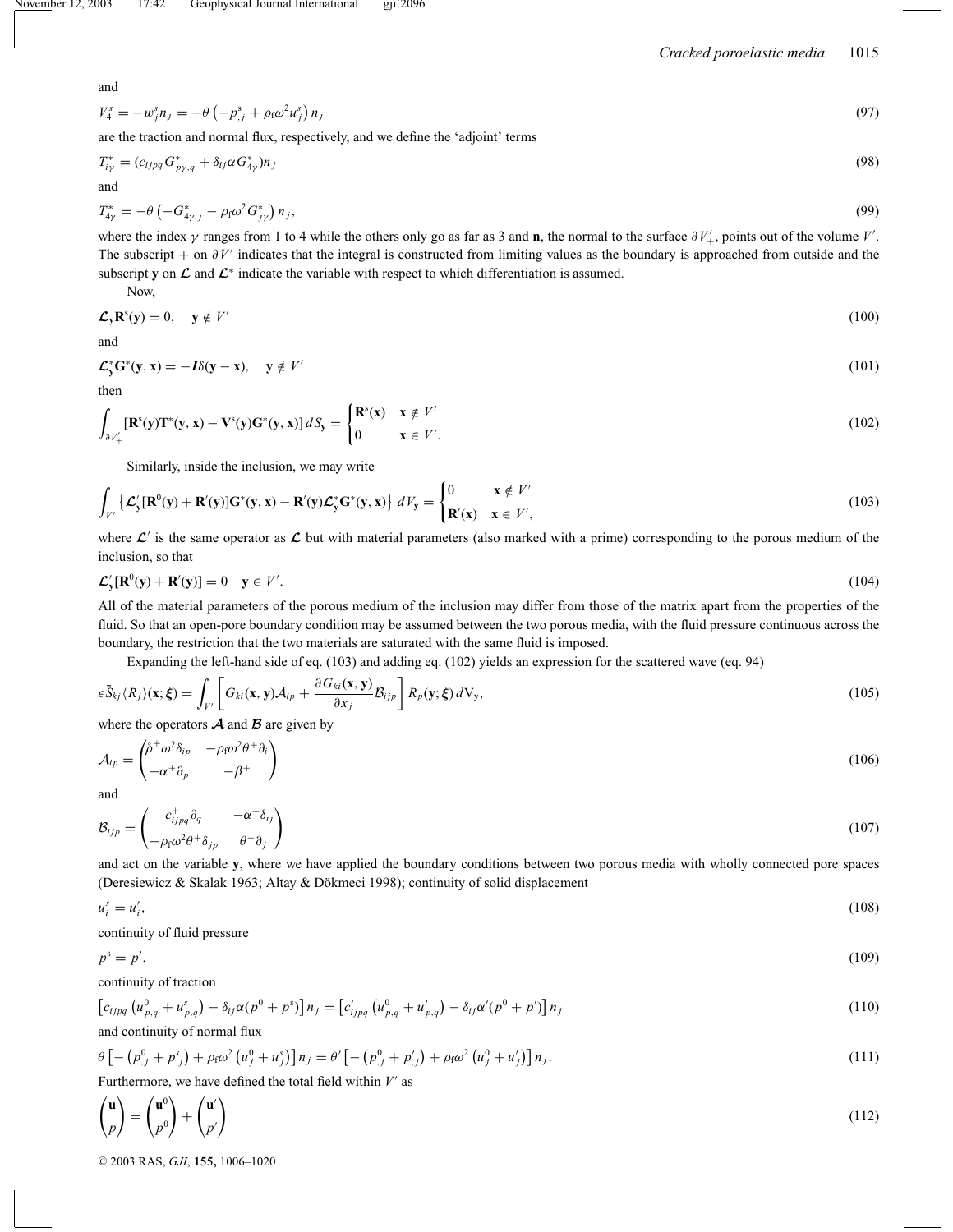and

$$V_4^s = -w_j^s n_j = -\theta\left(-p_{,j}^s + \rho_f \omega^2 u_j^s\right) n_j \tag{97}$$

are the traction and normal flux, respectively, and we define the 'adjoint' terms

$$T_{i\gamma}^* = (c_{ijpq} G_{p\gamma,q}^* + \delta_{ij} \alpha G_{4\gamma}^*) n_j \tag{98}$$

and

$$T_{4\gamma}^* = -\theta\left(-G_{4\gamma,j}^* - \rho_f \omega^2 G_{j\gamma}^*\right) n_j, \tag{99}$$

where the index $\gamma$ ranges from 1 to 4 while the others only go as far as 3 and $\mathbf{n}$, the normal to the surface $\partial V'_+$, points out of the volume $V'$. The subscript $+$ on $\partial V'$ indicates that the integral is constructed from limiting values as the boundary is approached from outside and the subscript $\mathbf{y}$ on $\mathcal{L}$ and $\mathcal{L}^*$ indicate the variable with respect to which differentiation is assumed.

Now,

$$\mathcal{L}_{\mathbf{y}} \mathbf{R}^s(\mathbf{y}) = 0, \quad \mathbf{y} \notin V' \tag{100}$$

and

$$\mathcal{L}_{\mathbf{y}}^* \mathbf{G}^*(\mathbf{y}, \mathbf{x}) = -\boldsymbol{I}\delta(\mathbf{y} - \mathbf{x}), \quad \mathbf{y} \notin V' \tag{101}$$

then

$$\int_{\partial V'_+} [\mathbf{R}^s(\mathbf{y})\mathbf{T}^*(\mathbf{y}, \mathbf{x}) - \mathbf{V}^s(\mathbf{y})\mathbf{G}^*(\mathbf{y}, \mathbf{x})]\, dS_{\mathbf{y}} = \begin{cases} \mathbf{R}^s(\mathbf{x}) & \mathbf{x} \notin V' \\ 0 & \mathbf{x} \in V'. \end{cases} \tag{102}$$

Similarly, inside the inclusion, we may write

$$\int_{V'} \left\{\mathcal{L}'_{\mathbf{y}}[\mathbf{R}^0(\mathbf{y}) + \mathbf{R}'(\mathbf{y})]\mathbf{G}^*(\mathbf{y}, \mathbf{x}) - \mathbf{R}'(\mathbf{y})\mathcal{L}_{\mathbf{y}}^* \mathbf{G}^*(\mathbf{y}, \mathbf{x})\right\} dV_{\mathbf{y}} = \begin{cases} 0 & \mathbf{x} \notin V' \\ \mathbf{R}'(\mathbf{x}) & \mathbf{x} \in V', \end{cases} \tag{103}$$

where $\mathcal{L}'$ is the same operator as $\mathcal{L}$ but with material parameters (also marked with a prime) corresponding to the porous medium of the inclusion, so that

$$\mathcal{L}'_{\mathbf{y}}[\mathbf{R}^0(\mathbf{y}) + \mathbf{R}'(\mathbf{y})] = 0 \quad \mathbf{y} \in V'. \tag{104}$$

All of the material parameters of the porous medium of the inclusion may differ from those of the matrix apart from the properties of the fluid. So that an open-pore boundary condition may be assumed between the two porous media, with the fluid pressure continuous across the boundary, the restriction that the two materials are saturated with the same fluid is imposed.

Expanding the left-hand side of eq. (103) and adding eq. (102) yields an expression for the scattered wave (eq. 94)

$$\epsilon \bar{S}_{kj}\langle R_j\rangle(\mathbf{x}; \boldsymbol{\xi}) = \int_{V'} \left[G_{ki}(\mathbf{x}, \mathbf{y})\mathcal{A}_{ip} + \frac{\partial G_{ki}(\mathbf{x}, \mathbf{y})}{\partial x_j}\mathcal{B}_{ijp}\right] R_p(\mathbf{y}; \boldsymbol{\xi})\, dV_{\mathbf{y}}, \tag{105}$$

where the operators $\mathcal{A}$ and $\mathcal{B}$ are given by

$$\mathcal{A}_{ip} = \begin{pmatrix} \hat{\rho}^+ \omega^2 \delta_{ip} & -\rho_f \omega^2 \theta^+ \partial_i \\ -\alpha^+ \partial_p & -\beta^+ \end{pmatrix} \tag{106}$$

and

$$\mathcal{B}_{ijp} = \begin{pmatrix} c_{ijpq}^+ \partial_q & -\alpha^+ \delta_{ij} \\ -\rho_f \omega^2 \theta^+ \delta_{jp} & \theta^+ \partial_j \end{pmatrix} \tag{107}$$

and act on the variable $\mathbf{y}$, where we have applied the boundary conditions between two porous media with wholly connected pore spaces (Deresiewicz & Skalak 1963; Altay & Dökmeci 1998); continuity of solid displacement

$$u_i^s = u'_i, \tag{108}$$

continuity of fluid pressure

$$p^s = p', \tag{109}$$

continuity of traction

$$\left[c_{ijpq}\left(u_{p,q}^0 + u_{p,q}^s\right) - \delta_{ij}\alpha(p^0 + p^s)\right] n_j = \left[c'_{ijpq}\left(u_{p,q}^0 + u'_{p,q}\right) - \delta_{ij}\alpha'(p^0 + p')\right] n_j \tag{110}$$

and continuity of normal flux

$$\theta\left[-\left(p_{,j}^0 + p_{,j}^s\right) + \rho_f \omega^2\left(u_j^0 + u_j^s\right)\right] n_j = \theta'\left[-\left(p_{,j}^0 + p'_{,j}\right) + \rho_f \omega^2\left(u_j^0 + u'_j\right)\right] n_j. \tag{111}$$

Furthermore, we have defined the total field within $V'$ as

$$\begin{pmatrix} \mathbf{u} \\ p \end{pmatrix} = \begin{pmatrix} \mathbf{u}^0 \\ p^0 \end{pmatrix} + \begin{pmatrix} \mathbf{u}' \\ p' \end{pmatrix} \tag{112}$$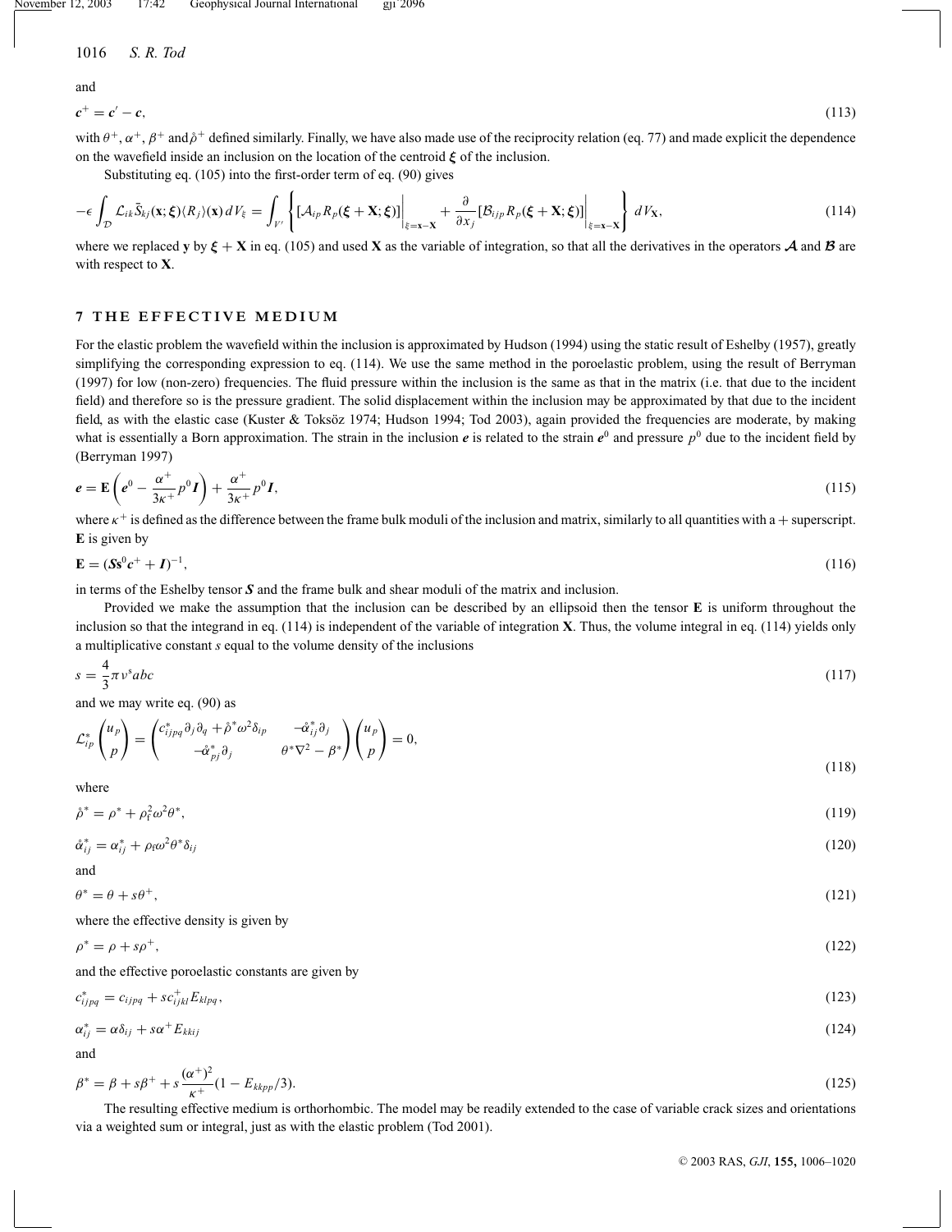and

$$
\boldsymbol{c}^{+} = \boldsymbol{c}' - \boldsymbol{c}, \tag{113}
$$

with $\theta^{+}$, $\alpha^{+}$, $\beta^{+}$ and $\mathring{\rho}^{+}$ defined similarly. Finally, we have also made use of the reciprocity relation (eq. 77) and made explicit the dependence on the wavefield inside an inclusion on the location of the centroid $\boldsymbol{\xi}$ of the inclusion.

Substituting eq. (105) into the first-order term of eq. (90) gives

$$
-\epsilon \int_{\mathcal{D}} \mathcal{L}_{ik} \bar{S}_{kj}(\mathbf{x};\boldsymbol{\xi}) \langle R_j \rangle(\mathbf{x})\, dV_{\xi} = \int_{V'} \left\{ [\mathcal{A}_{ip} R_p(\boldsymbol{\xi}+\mathbf{X};\boldsymbol{\xi})]\Big|_{\xi=\mathbf{x}-\mathbf{X}} + \frac{\partial}{\partial x_j} [\mathcal{B}_{ijp} R_p(\boldsymbol{\xi}+\mathbf{X};\boldsymbol{\xi})]\Big|_{\xi=\mathbf{x}-\mathbf{X}} \right\} dV_{\mathbf{X}}, \tag{114}
$$

where we replaced $\mathbf{y}$ by $\boldsymbol{\xi}+\mathbf{X}$ in eq. (105) and used $\mathbf{X}$ as the variable of integration, so that all the derivatives in the operators $\boldsymbol{\mathcal{A}}$ and $\boldsymbol{\mathcal{B}}$ are with respect to $\mathbf{X}$.

## 7 THE EFFECTIVE MEDIUM

For the elastic problem the wavefield within the inclusion is approximated by Hudson (1994) using the static result of Eshelby (1957), greatly simplifying the corresponding expression to eq. (114). We use the same method in the poroelastic problem, using the result of Berryman (1997) for low (non-zero) frequencies. The fluid pressure within the inclusion is the same as that in the matrix (i.e. that due to the incident field) and therefore so is the pressure gradient. The solid displacement within the inclusion may be approximated by that due to the incident field, as with the elastic case (Kuster & Toksöz 1974; Hudson 1994; Tod 2003), again provided the frequencies are moderate, by making what is essentially a Born approximation. The strain in the inclusion $\boldsymbol{e}$ is related to the strain $\boldsymbol{e}^0$ and pressure $p^0$ due to the incident field by (Berryman 1997)

$$
\boldsymbol{e} = \mathbf{E}\left(\boldsymbol{e}^0 - \frac{\alpha^{+}}{3\kappa^{+}} p^0 \boldsymbol{I}\right) + \frac{\alpha^{+}}{3\kappa^{+}} p^0 \boldsymbol{I}, \tag{115}
$$

where $\kappa^{+}$ is defined as the difference between the frame bulk moduli of the inclusion and matrix, similarly to all quantities with a $+$ superscript. $\mathbf{E}$ is given by

$$
\mathbf{E} = (\boldsymbol{S}\mathbf{s}^0\boldsymbol{c}^{+} + \boldsymbol{I})^{-1}, \tag{116}
$$

in terms of the Eshelby tensor $\boldsymbol{S}$ and the frame bulk and shear moduli of the matrix and inclusion.

Provided we make the assumption that the inclusion can be described by an ellipsoid then the tensor $\mathbf{E}$ is uniform throughout the inclusion so that the integrand in eq. (114) is independent of the variable of integration $\mathbf{X}$. Thus, the volume integral in eq. (114) yields only a multiplicative constant $s$ equal to the volume density of the inclusions

$$
s = \frac{4}{3}\pi \nu^{s} abc \tag{117}
$$

and we may write eq. (90) as

$$
\mathcal{L}^{*}_{ip} \begin{pmatrix} u_p \\ p \end{pmatrix} = \begin{pmatrix} c^{*}_{ijpq}\partial_j\partial_q + \mathring{\rho}^{*}\omega^2\delta_{ip} & -\mathring{\alpha}^{*}_{ij}\partial_j \\ -\mathring{\alpha}^{*}_{pj}\partial_j & \theta^{*}\nabla^2 - \beta^{*} \end{pmatrix} \begin{pmatrix} u_p \\ p \end{pmatrix} = 0, \tag{118}
$$

where

$$
\mathring{\rho}^{*} = \rho^{*} + \rho_{\mathrm{f}}^2\omega^2\theta^{*}, \tag{119}
$$

$$
\mathring{\alpha}^{*}_{ij} = \alpha^{*}_{ij} + \rho_{\mathrm{f}}\omega^2\theta^{*}\delta_{ij} \tag{120}
$$

and

$$
\theta^{*} = \theta + s\theta^{+}, \tag{121}
$$

where the effective density is given by

$$
\rho^{*} = \rho + s\rho^{+}, \tag{122}
$$

and the effective poroelastic constants are given by

$$
c^{*}_{ijpq} = c_{ijpq} + s c^{+}_{ijkl} E_{klpq}, \tag{123}
$$

$$
\alpha^{*}_{ij} = \alpha\delta_{ij} + s\alpha^{+} E_{kkij} \tag{124}
$$

and

$$
\beta^{*} = \beta + s\beta^{+} + s\frac{(\alpha^{+})^2}{\kappa^{+}}(1 - E_{kkpp}/3). \tag{125}
$$

The resulting effective medium is orthorhombic. The model may be readily extended to the case of variable crack sizes and orientations via a weighted sum or integral, just as with the elastic problem (Tod 2001).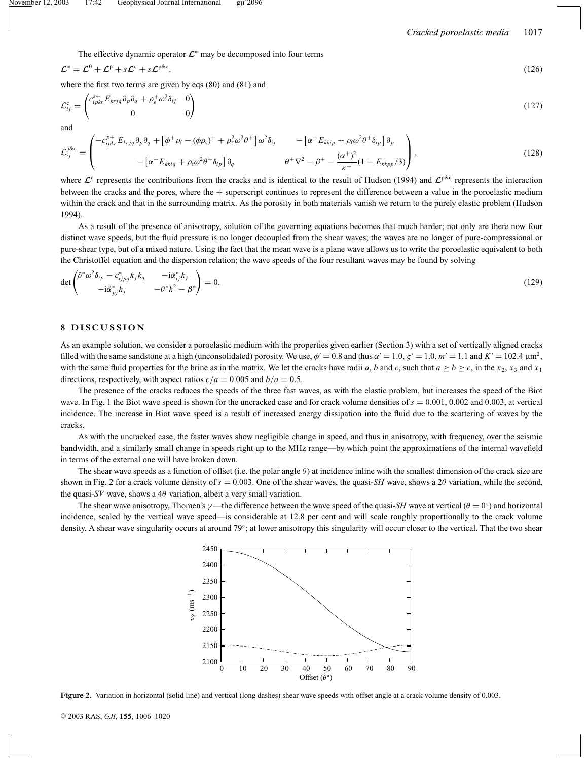The effective dynamic operator $\mathcal{L}^*$ may be decomposed into four terms

$$\mathcal{L}^* = \mathcal{L}^0 + \mathcal{L}^{\mathrm{p}} + s\mathcal{L}^{\mathrm{c}} + s\mathcal{L}^{\mathrm{p\&c}}, \tag{126}$$

where the first two terms are given by eqs (80) and (81) and

$$\mathcal{L}^{\mathrm{c}}_{ij} = \begin{pmatrix} c^{s+}_{ipkr} E_{krjq} \partial_p \partial_q + \rho^+_{\mathrm{s}} \omega^2 \delta_{ij} & 0 \\ 0 & 0 \end{pmatrix} \tag{127}$$

and

$$\mathcal{L}^{\mathrm{p\&c}}_{ij} = \begin{pmatrix} -c^{p+}_{ipkr} E_{krjq} \partial_p \partial_q + \left[\phi^+ \rho_{\mathrm{f}} - (\phi\rho_{\mathrm{s}})^+ + \rho_{\mathrm{f}}^2 \omega^2 \theta^+\right] \omega^2 \delta_{ij} & -\left[\alpha^+ E_{kkip} + \rho_{\mathrm{f}} \omega^2 \theta^+ \delta_{ip}\right] \partial_p \\ -\left[\alpha^+ E_{kkiq} + \rho_{\mathrm{f}} \omega^2 \theta^+ \delta_{ip}\right] \partial_q & \theta^+ \nabla^2 - \beta^+ - \dfrac{(\alpha^+)^2}{\kappa^+}(1 - E_{kkpp}/3) \end{pmatrix}, \tag{128}$$

where $\mathcal{L}^{\mathrm{c}}$ represents the contributions from the cracks and is identical to the result of Hudson (1994) and $\mathcal{L}^{\mathrm{p\&c}}$ represents the interaction between the cracks and the pores, where the + superscript continues to represent the difference between a value in the poroelastic medium within the crack and that in the surrounding matrix. As the porosity in both materials vanish we return to the purely elastic problem (Hudson 1994).

As a result of the presence of anisotropy, solution of the governing equations becomes that much harder; not only are there now four distinct wave speeds, but the fluid pressure is no longer decoupled from the shear waves; the waves are no longer of pure-compressional or pure-shear type, but of a mixed nature. Using the fact that the mean wave is a plane wave allows us to write the poroelastic equivalent to both the Christoffel equation and the dispersion relation; the wave speeds of the four resultant waves may be found by solving

$$\det \begin{pmatrix} \mathring{\rho}^* \omega^2 \delta_{ip} - c^*_{ijpq} k_j k_q & -\mathrm{i}\mathring{\alpha}^*_{ij} k_j \\ -\mathrm{i}\mathring{\alpha}^*_{pj} k_j & -\theta^* k^2 - \beta^* \end{pmatrix} = 0. \tag{129}$$

## 8 DISCUSSION

As an example solution, we consider a poroelastic medium with the properties given earlier (Section 3) with a set of vertically aligned cracks filled with the same sandstone at a high (unconsolidated) porosity. We use, $\phi' = 0.8$ and thus $\alpha' = 1.0$, $\varsigma' = 1.0$, $m' = 1.1$ and $K' = 102.4\ \mu\mathrm{m}^2$, with the same fluid properties for the brine as in the matrix. We let the cracks have radii $a$, $b$ and $c$, such that $a \geq b \geq c$, in the $x_2$, $x_3$ and $x_1$ directions, respectively, with aspect ratios $c/a = 0.005$ and $b/a = 0.5$.

The presence of the cracks reduces the speeds of the three fast waves, as with the elastic problem, but increases the speed of the Biot wave. In Fig. 1 the Biot wave speed is shown for the uncracked case and for crack volume densities of $s = 0.001$, 0.002 and 0.003, at vertical incidence. The increase in Biot wave speed is a result of increased energy dissipation into the fluid due to the scattering of waves by the cracks.

As with the uncracked case, the faster waves show negligible change in speed, and thus in anisotropy, with frequency, over the seismic bandwidth, and a similarly small change in speeds right up to the MHz range—by which point the approximations of the internal wavefield in terms of the external one will have broken down.

The shear wave speeds as a function of offset (i.e. the polar angle $\theta$) at incidence inline with the smallest dimension of the crack size are shown in Fig. 2 for a crack volume density of $s = 0.003$. One of the shear waves, the quasi-*SH* wave, shows a $2\theta$ variation, while the second, the quasi-*SV* wave, shows a $4\theta$ variation, albeit a very small variation.

The shear wave anisotropy, Thomen's $\gamma$—the difference between the wave speed of the quasi-*SH* wave at vertical ($\theta = 0°$) and horizontal incidence, scaled by the vertical wave speed—is considerable at 12.8 per cent and will scale roughly proportionally to the crack volume density. A shear wave singularity occurs at around 79°; at lower anisotropy this singularity will occur closer to the vertical. That the two shear

**Figure 2.** Variation in horizontal (solid line) and vertical (long dashes) shear wave speeds with offset angle at a crack volume density of 0.003.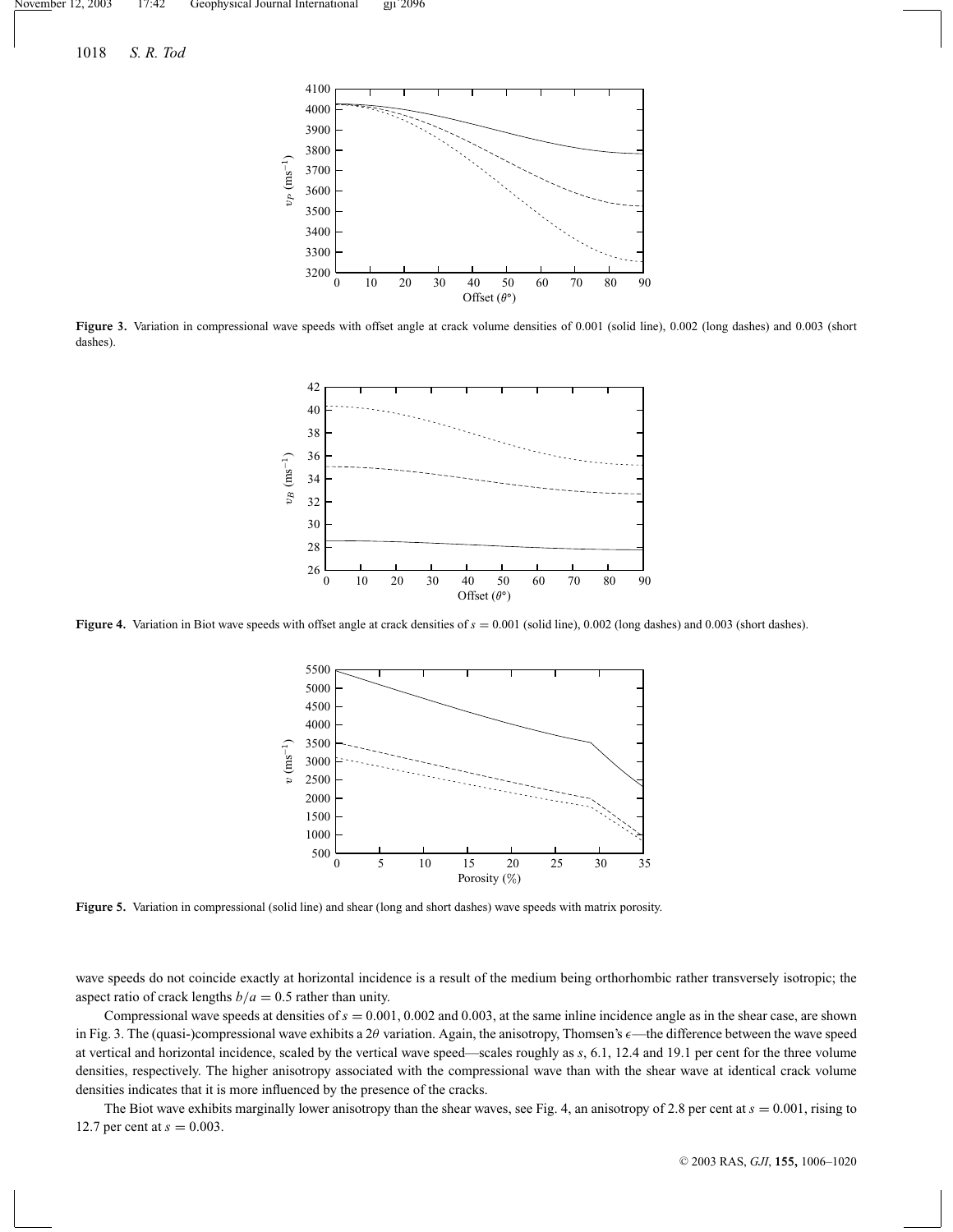Figure 3. Variation in compressional wave speeds with offset angle at crack volume densities of 0.001 (solid line), 0.002 (long dashes) and 0.003 (short dashes).

Figure 4. Variation in Biot wave speeds with offset angle at crack densities of $s = 0.001$ (solid line), 0.002 (long dashes) and 0.003 (short dashes).

Figure 5. Variation in compressional (solid line) and shear (long and short dashes) wave speeds with matrix porosity.

wave speeds do not coincide exactly at horizontal incidence is a result of the medium being orthorhombic rather transversely isotropic; the aspect ratio of crack lengths $b/a = 0.5$ rather than unity.

Compressional wave speeds at densities of $s = 0.001$, 0.002 and 0.003, at the same inline incidence angle as in the shear case, are shown in Fig. 3. The (quasi-)compressional wave exhibits a $2\theta$ variation. Again, the anisotropy, Thomsen's $\epsilon$—the difference between the wave speed at vertical and horizontal incidence, scaled by the vertical wave speed—scales roughly as $s$, 6.1, 12.4 and 19.1 per cent for the three volume densities, respectively. The higher anisotropy associated with the compressional wave than with the shear wave at identical crack volume densities indicates that it is more influenced by the presence of the cracks.

The Biot wave exhibits marginally lower anisotropy than the shear waves, see Fig. 4, an anisotropy of 2.8 per cent at $s = 0.001$, rising to 12.7 per cent at $s = 0.003$.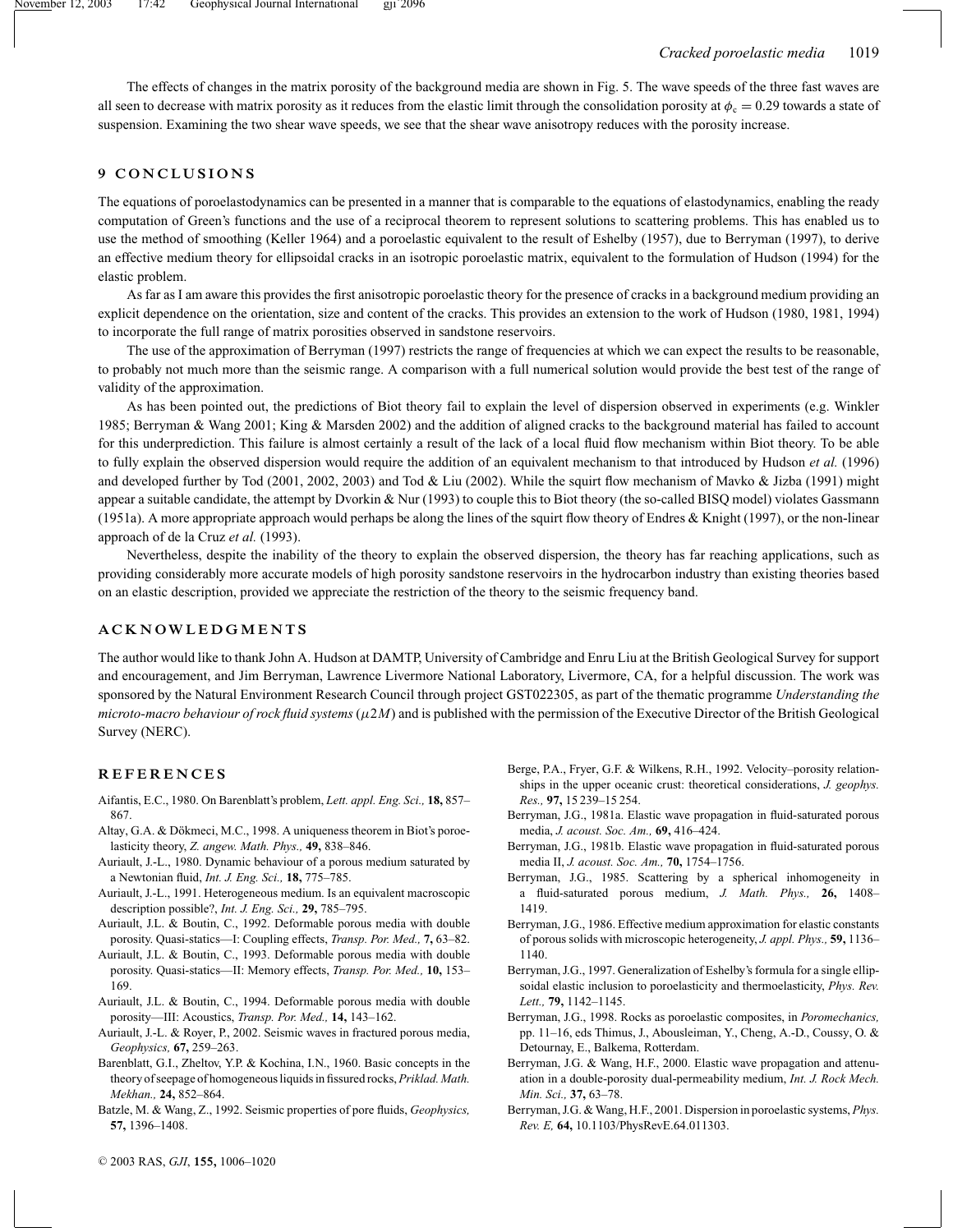The effects of changes in the matrix porosity of the background media are shown in Fig. 5. The wave speeds of the three fast waves are all seen to decrease with matrix porosity as it reduces from the elastic limit through the consolidation porosity at $\phi_c = 0.29$ towards a state of suspension. Examining the two shear wave speeds, we see that the shear wave anisotropy reduces with the porosity increase.

## 9 CONCLUSIONS

The equations of poroelastodynamics can be presented in a manner that is comparable to the equations of elastodynamics, enabling the ready computation of Green's functions and the use of a reciprocal theorem to represent solutions to scattering problems. This has enabled us to use the method of smoothing (Keller 1964) and a poroelastic equivalent to the result of Eshelby (1957), due to Berryman (1997), to derive an effective medium theory for ellipsoidal cracks in an isotropic poroelastic matrix, equivalent to the formulation of Hudson (1994) for the elastic problem.

As far as I am aware this provides the first anisotropic poroelastic theory for the presence of cracks in a background medium providing an explicit dependence on the orientation, size and content of the cracks. This provides an extension to the work of Hudson (1980, 1981, 1994) to incorporate the full range of matrix porosities observed in sandstone reservoirs.

The use of the approximation of Berryman (1997) restricts the range of frequencies at which we can expect the results to be reasonable, to probably not much more than the seismic range. A comparison with a full numerical solution would provide the best test of the range of validity of the approximation.

As has been pointed out, the predictions of Biot theory fail to explain the level of dispersion observed in experiments (e.g. Winkler 1985; Berryman & Wang 2001; King & Marsden 2002) and the addition of aligned cracks to the background material has failed to account for this underprediction. This failure is almost certainly a result of the lack of a local fluid flow mechanism within Biot theory. To be able to fully explain the observed dispersion would require the addition of an equivalent mechanism to that introduced by Hudson *et al.* (1996) and developed further by Tod (2001, 2002, 2003) and Tod & Liu (2002). While the squirt flow mechanism of Mavko & Jizba (1991) might appear a suitable candidate, the attempt by Dvorkin & Nur (1993) to couple this to Biot theory (the so-called BISQ model) violates Gassmann (1951a). A more appropriate approach would perhaps be along the lines of the squirt flow theory of Endres & Knight (1997), or the non-linear approach of de la Cruz *et al.* (1993).

Nevertheless, despite the inability of the theory to explain the observed dispersion, the theory has far reaching applications, such as providing considerably more accurate models of high porosity sandstone reservoirs in the hydrocarbon industry than existing theories based on an elastic description, provided we appreciate the restriction of the theory to the seismic frequency band.

## ACKNOWLEDGMENTS

The author would like to thank John A. Hudson at DAMTP, University of Cambridge and Enru Liu at the British Geological Survey for support and encouragement, and Jim Berryman, Lawrence Livermore National Laboratory, Livermore, CA, for a helpful discussion. The work was sponsored by the Natural Environment Research Council through project GST022305, as part of the thematic programme *Understanding the microto-macro behaviour of rock fluid systems* ($\mu 2M$) and is published with the permission of the Executive Director of the British Geological Survey (NERC).

## REFERENCES

Aifantis, E.C., 1980. On Barenblatt's problem, *Lett. appl. Eng. Sci.,* **18,** 857–867.

Altay, G.A. & Dökmeci, M.C., 1998. A uniqueness theorem in Biot's poroelasticity theory, *Z. angew. Math. Phys.,* **49,** 838–846.

Auriault, J.-L., 1980. Dynamic behaviour of a porous medium saturated by a Newtonian fluid, *Int. J. Eng. Sci.,* **18,** 775–785.

Auriault, J.-L., 1991. Heterogeneous medium. Is an equivalent macroscopic description possible?, *Int. J. Eng. Sci.,* **29,** 785–795.

Auriault, J.L. & Boutin, C., 1992. Deformable porous media with double porosity. Quasi-statics—I: Coupling effects, *Transp. Por. Med.,* **7,** 63–82.

Auriault, J.L. & Boutin, C., 1993. Deformable porous media with double porosity. Quasi-statics—II: Memory effects, *Transp. Por. Med.,* **10,** 153–169.

Auriault, J.L. & Boutin, C., 1994. Deformable porous media with double porosity—III: Acoustics, *Transp. Por. Med.,* **14,** 143–162.

Auriault, J.-L. & Royer, P., 2002. Seismic waves in fractured porous media, *Geophysics,* **67,** 259–263.

Barenblatt, G.I., Zheltov, Y.P. & Kochina, I.N., 1960. Basic concepts in the theory of seepage of homogeneous liquids in fissured rocks, *Priklad. Math. Mekhan.,* **24,** 852–864.

Batzle, M. & Wang, Z., 1992. Seismic properties of pore fluids, *Geophysics,* **57,** 1396–1408.

Berge, P.A., Fryer, G.F. & Wilkens, R.H., 1992. Velocity–porosity relationships in the upper oceanic crust: theoretical considerations, *J. geophys. Res.,* **97,** 15 239–15 254.

Berryman, J.G., 1981a. Elastic wave propagation in fluid-saturated porous media, *J. acoust. Soc. Am.,* **69,** 416–424.

Berryman, J.G., 1981b. Elastic wave propagation in fluid-saturated porous media II, *J. acoust. Soc. Am.,* **70,** 1754–1756.

Berryman, J.G., 1985. Scattering by a spherical inhomogeneity in a fluid-saturated porous medium, *J. Math. Phys.,* **26,** 1408–1419.

Berryman, J.G., 1986. Effective medium approximation for elastic constants of porous solids with microscopic heterogeneity, *J. appl. Phys.,* **59,** 1136–1140.

Berryman, J.G., 1997. Generalization of Eshelby's formula for a single ellipsoidal elastic inclusion to poroelasticity and thermoelasticity, *Phys. Rev. Lett.,* **79,** 1142–1145.

Berryman, J.G., 1998. Rocks as poroelastic composites, in *Poromechanics,* pp. 11–16, eds Thimus, J., Abousleiman, Y., Cheng, A.-D., Coussy, O. & Detournay, E., Balkema, Rotterdam.

Berryman, J.G. & Wang, H.F., 2000. Elastic wave propagation and attenuation in a double-porosity dual-permeability medium, *Int. J. Rock Mech. Min. Sci.,* **37,** 63–78.

Berryman, J.G. & Wang, H.F., 2001. Dispersion in poroelastic systems, *Phys. Rev. E,* **64,** 10.1103/PhysRevE.64.011303.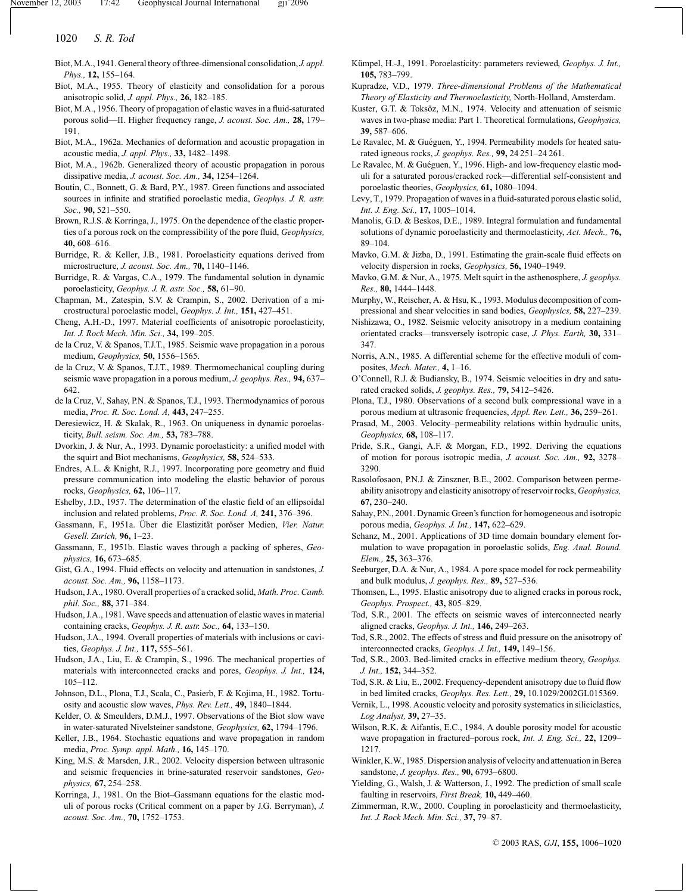Biot, M.A., 1941. General theory of three-dimensional consolidation, *J. appl. Phys.,* **12,** 155–164.

Biot, M.A., 1955. Theory of elasticity and consolidation for a porous anisotropic solid, *J. appl. Phys.,* **26,** 182–185.

Biot, M.A., 1956. Theory of propagation of elastic waves in a fluid-saturated porous solid—II. Higher frequency range, *J. acoust. Soc. Am.,* **28,** 179–191.

Biot, M.A., 1962a. Mechanics of deformation and acoustic propagation in acoustic media, *J. appl. Phys.,* **33,** 1482–1498.

Biot, M.A., 1962b. Generalized theory of acoustic propagation in porous dissipative media, *J. acoust. Soc. Am.,* **34,** 1254–1264.

Boutin, C., Bonnett, G. & Bard, P.Y., 1987. Green functions and associated sources in infinite and stratified poroelastic media, *Geophys. J. R. astr. Soc.,* **90,** 521–550.

Brown, R.J.S. & Korringa, J., 1975. On the dependence of the elastic properties of a porous rock on the compressibility of the pore fluid, *Geophysics,* **40,** 608–616.

Burridge, R. & Keller, J.B., 1981. Poroelasticity equations derived from microstructure, *J. acoust. Soc. Am.,* **70,** 1140–1146.

Burridge, R. & Vargas, C.A., 1979. The fundamental solution in dynamic poroelasticity, *Geophys. J. R. astr. Soc.,* **58,** 61–90.

Chapman, M., Zatespin, S.V. & Crampin, S., 2002. Derivation of a microstructural poroelastic model, *Geophys. J. Int.,* **151,** 427–451.

Cheng, A.H.-D., 1997. Material coefficients of anisotropic poroelasticity, *Int. J. Rock Mech. Min. Sci.,* **34,** 199–205.

de la Cruz, V. & Spanos, T.J.T., 1985. Seismic wave propagation in a porous medium, *Geophysics,* **50,** 1556–1565.

de la Cruz, V. & Spanos, T.J.T., 1989. Thermomechanical coupling during seismic wave propagation in a porous medium, *J. geophys. Res.,* **94,** 637–642.

de la Cruz, V., Sahay, P.N. & Spanos, T.J., 1993. Thermodynamics of porous media, *Proc. R. Soc. Lond. A,* **443,** 247–255.

Deresiewicz, H. & Skalak, R., 1963. On uniqueness in dynamic poroelasticity, *Bull. seism. Soc. Am.,* **53,** 783–788.

Dvorkin, J. & Nur, A., 1993. Dynamic poroelasticity: a unified model with the squirt and Biot mechanisms, *Geophysics,* **58,** 524–533.

Endres, A.L. & Knight, R.J., 1997. Incorporating pore geometry and fluid pressure communication into modeling the elastic behavior of porous rocks, *Geophysics,* **62,** 106–117.

Eshelby, J.D., 1957. The determination of the elastic field of an ellipsoidal inclusion and related problems, *Proc. R. Soc. Lond. A,* **241,** 376–396.

Gassmann, F., 1951a. Über die Elastizität poröser Medien, *Vier. Natur. Gesell. Zurich,* **96,** 1–23.

Gassmann, F., 1951b. Elastic waves through a packing of spheres, *Geophysics,* **16,** 673–685.

Gist, G.A., 1994. Fluid effects on velocity and attenuation in sandstones, *J. acoust. Soc. Am.,* **96,** 1158–1173.

Hudson, J.A., 1980. Overall properties of a cracked solid, *Math. Proc. Camb. phil. Soc.,* **88,** 371–384.

Hudson, J.A., 1981. Wave speeds and attenuation of elastic waves in material containing cracks, *Geophys. J. R. astr. Soc.,* **64,** 133–150.

Hudson, J.A., 1994. Overall properties of materials with inclusions or cavities, *Geophys. J. Int.,* **117,** 555–561.

Hudson, J.A., Liu, E. & Crampin, S., 1996. The mechanical properties of materials with interconnected cracks and pores, *Geophys. J. Int.,* **124,** 105–112.

Johnson, D.L., Plona, T.J., Scala, C., Pasierb, F. & Kojima, H., 1982. Tortuosity and acoustic slow waves, *Phys. Rev. Lett.,* **49,** 1840–1844.

Kelder, O. & Smeulders, D.M.J., 1997. Observations of the Biot slow wave in water-saturated Nivelsteiner sandstone, *Geophysics,* **62,** 1794–1796.

Keller, J.B., 1964. Stochastic equations and wave propagation in random media, *Proc. Symp. appl. Math.,* **16,** 145–170.

King, M.S. & Marsden, J.R., 2002. Velocity dispersion between ultrasonic and seismic frequencies in brine-saturated reservoir sandstones, *Geophysics,* **67,** 254–258.

Korringa, J., 1981. On the Biot–Gassmann equations for the elastic moduli of porous rocks (Critical comment on a paper by J.G. Berryman), *J. acoust. Soc. Am.,* **70,** 1752–1753.

Kümpel, H.-J., 1991. Poroelasticity: parameters reviewed, *Geophys. J. Int.,* **105,** 783–799.

Kupradze, V.D., 1979. *Three-dimensional Problems of the Mathematical Theory of Elasticity and Thermoelasticity,* North-Holland, Amsterdam.

Kuster, G.T. & Toksöz, M.N., 1974. Velocity and attenuation of seismic waves in two-phase media: Part 1. Theoretical formulations, *Geophysics,* **39,** 587–606.

Le Ravalec, M. & Guéguen, Y., 1994. Permeability models for heated saturated igneous rocks, *J. geophys. Res.,* **99,** 24 251–24 261.

Le Ravalec, M. & Guéguen, Y., 1996. High- and low-frequency elastic moduli for a saturated porous/cracked rock—differential self-consistent and poroelastic theories, *Geophysics,* **61,** 1080–1094.

Levy, T., 1979. Propagation of waves in a fluid-saturated porous elastic solid, *Int. J. Eng. Sci.,* **17,** 1005–1014.

Manolis, G.D. & Beskos, D.E., 1989. Integral formulation and fundamental solutions of dynamic poroelasticity and thermoelasticity, *Act. Mech.,* **76,** 89–104.

Mavko, G.M. & Jizba, D., 1991. Estimating the grain-scale fluid effects on velocity dispersion in rocks, *Geophysics,* **56,** 1940–1949.

Mavko, G.M. & Nur, A., 1975. Melt squirt in the asthenosphere, *J. geophys. Res.,* **80,** 1444–1448.

Murphy, W., Reischer, A. & Hsu, K., 1993. Modulus decomposition of compressional and shear velocities in sand bodies, *Geophysics,* **58,** 227–239.

Nishizawa, O., 1982. Seismic velocity anisotropy in a medium containing orientated cracks—transversely isotropic case, *J. Phys. Earth,* **30,** 331–347.

Norris, A.N., 1985. A differential scheme for the effective moduli of composites, *Mech. Mater.,* **4,** 1–16.

O'Connell, R.J. & Budiansky, B., 1974. Seismic velocities in dry and saturated cracked solids, *J. geophys. Res.,* **79,** 5412–5426.

Plona, T.J., 1980. Observations of a second bulk compressional wave in a porous medium at ultrasonic frequencies, *Appl. Rev. Lett.,* **36,** 259–261.

Prasad, M., 2003. Velocity–permeability relations within hydraulic units, *Geophysics,* **68,** 108–117.

Pride, S.R., Gangi, A.F. & Morgan, F.D., 1992. Deriving the equations of motion for porous isotropic media, *J. acoust. Soc. Am.,* **92,** 3278–3290.

Rasolofosaon, P.N.J. & Zinszner, B.E., 2002. Comparison between permeability anisotropy and elasticity anisotropy of reservoir rocks, *Geophysics,* **67,** 230–240.

Sahay, P.N., 2001. Dynamic Green's function for homogeneous and isotropic porous media, *Geophys. J. Int.,* **147,** 622–629.

Schanz, M., 2001. Applications of 3D time domain boundary element formulation to wave propagation in poroelastic solids, *Eng. Anal. Bound. Elem.,* **25,** 363–376.

Seeburger, D.A. & Nur, A., 1984. A pore space model for rock permeability and bulk modulus, *J. geophys. Res.,* **89,** 527–536.

Thomsen, L., 1995. Elastic anisotropy due to aligned cracks in porous rock, *Geophys. Prospect.,* **43,** 805–829.

Tod, S.R., 2001. The effects on seismic waves of interconnected nearly aligned cracks, *Geophys. J. Int.,* **146,** 249–263.

Tod, S.R., 2002. The effects of stress and fluid pressure on the anisotropy of interconnected cracks, *Geophys. J. Int.,* **149,** 149–156.

Tod, S.R., 2003. Bed-limited cracks in effective medium theory, *Geophys. J. Int.,* **152,** 344–352.

Tod, S.R. & Liu, E., 2002. Frequency-dependent anisotropy due to fluid flow in bed limited cracks, *Geophys. Res. Lett.,* **29,** 10.1029/2002GL015369.

Vernik, L., 1998. Acoustic velocity and porosity systematics in siliciclastics, *Log Analyst,* **39,** 27–35.

Wilson, R.K. & Aifantis, E.C., 1984. A double porosity model for acoustic wave propagation in fractured–porous rock, *Int. J. Eng. Sci.,* **22,** 1209–1217.

Winkler, K.W., 1985. Dispersion analysis of velocity and attenuation in Berea sandstone, *J. geophys. Res.,* **90,** 6793–6800.

Yielding, G., Walsh, J. & Watterson, J., 1992. The prediction of small scale faulting in reservoirs, *First Break,* **10,** 449–460.

Zimmerman, R.W., 2000. Coupling in poroelasticity and thermoelasticity, *Int. J. Rock Mech. Min. Sci.,* **37,** 79–87.